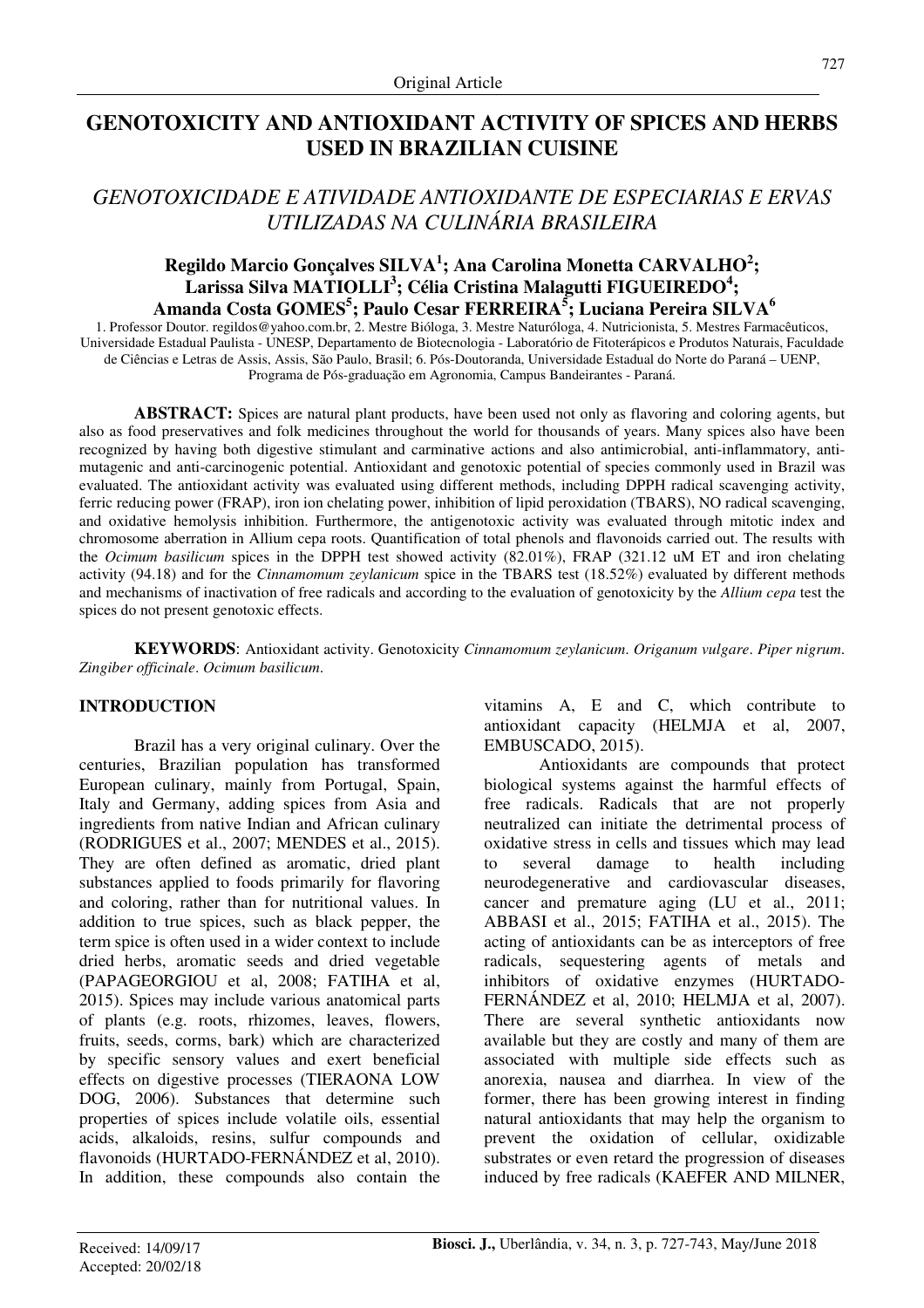Original Article

# GENOTOXICITY AND ANTIOXIDANT ACTIVITY OF SPICES AND HERBS USED IN BRAZILIAN CUISINE

## *GENOTOXICIDADE E ATIVIDADE ANTIOXIDANTE DE ESPECIARIAS E ERVAS UTILIZADAS NA CULINÁRIA BRASILEIRA*

**Regildo Marcio Gonçalves SILVA[1]; Ana Carolina Monetta CARVALHO[2]; Larissa Silva MATIOLLI[3]; Célia Cristina Malagutti FIGUEIREDO[4]; Amanda Costa GOMES[5]; Paulo Cesar FERREIRA[5]; Luciana Pereira SILVA[6]**

1. Professor Doutor. regildos@yahoo.com.br, 2. Mestre Bióloga, 3. Mestre Naturóloga, 4. Nutricionista, 5. Mestres Farmacêuticos, Universidade Estadual Paulista - UNESP, Departamento de Biotecnologia - Laboratório de Fitoterápicos e Produtos Naturais, Faculdade de Ciências e Letras de Assis, Assis, São Paulo, Brasil; 6. Pós-Doutoranda, Universidade Estadual do Norte do Paraná – UENP, Programa de Pós-graduação em Agronomia, Campus Bandeirantes - Paraná.

**ABSTRACT:** Spices are natural plant products, have been used not only as flavoring and coloring agents, but also as food preservatives and folk medicines throughout the world for thousands of years. Many spices also have been recognized by having both digestive stimulant and carminative actions and also antimicrobial, anti-inflammatory, anti-mutagenic and anti-carcinogenic potential. Antioxidant and genotoxic potential of species commonly used in Brazil was evaluated. The antioxidant activity was evaluated using different methods, including DPPH radical scavenging activity, ferric reducing power (FRAP), iron ion chelating power, inhibition of lipid peroxidation (TBARS), NO radical scavenging, and oxidative hemolysis inhibition. Furthermore, the antigenotoxic activity was evaluated through mitotic index and chromosome aberration in Allium cepa roots. Quantification of total phenols and flavonoids carried out. The results with the *Ocimum basilicum* spices in the DPPH test showed activity (82.01%), FRAP (321.12 uM ET and iron chelating activity (94.18) and for the *Cinnamomum zeylanicum* spice in the TBARS test (18.52%) evaluated by different methods and mechanisms of inactivation of free radicals and according to the evaluation of genotoxicity by the *Allium cepa* test the spices do not present genotoxic effects.

**KEYWORDS**: Antioxidant activity. Genotoxicity *Cinnamomum zeylanicum*. *Origanum vulgare*. *Piper nigrum*. *Zingiber officinale*. *Ocimum basilicum*.

## INTRODUCTION

Brazil has a very original culinary. Over the centuries, Brazilian population has transformed European culinary, mainly from Portugal, Spain, Italy and Germany, adding spices from Asia and ingredients from native Indian and African culinary (RODRIGUES et al., 2007; MENDES et al., 2015). They are often defined as aromatic, dried plant substances applied to foods primarily for flavoring and coloring, rather than for nutritional values. In addition to true spices, such as black pepper, the term spice is often used in a wider context to include dried herbs, aromatic seeds and dried vegetable (PAPAGEORGIOU et al, 2008; FATIHA et al, 2015). Spices may include various anatomical parts of plants (e.g. roots, rhizomes, leaves, flowers, fruits, seeds, corms, bark) which are characterized by specific sensory values and exert beneficial effects on digestive processes (TIERAONA LOW DOG, 2006). Substances that determine such properties of spices include volatile oils, essential acids, alkaloids, resins, sulfur compounds and flavonoids (HURTADO-FERNÁNDEZ et al, 2010). In addition, these compounds also contain the vitamins A, E and C, which contribute to antioxidant capacity (HELMJA et al, 2007, EMBUSCADO, 2015).

Antioxidants are compounds that protect biological systems against the harmful effects of free radicals. Radicals that are not properly neutralized can initiate the detrimental process of oxidative stress in cells and tissues which may lead to several damage to health including neurodegenerative and cardiovascular diseases, cancer and premature aging (LU et al., 2011; ABBASI et al., 2015; FATIHA et al., 2015). The acting of antioxidants can be as interceptors of free radicals, sequestering agents of metals and inhibitors of oxidative enzymes (HURTADO-FERNÁNDEZ et al, 2010; HELMJA et al, 2007). There are several synthetic antioxidants now available but they are costly and many of them are associated with multiple side effects such as anorexia, nausea and diarrhea. In view of the former, there has been growing interest in finding natural antioxidants that may help the organism to prevent the oxidation of cellular, oxidizable substrates or even retard the progression of diseases induced by free radicals (KAEFER AND MILNER,

Received: 14/09/17
Accepted: 20/02/18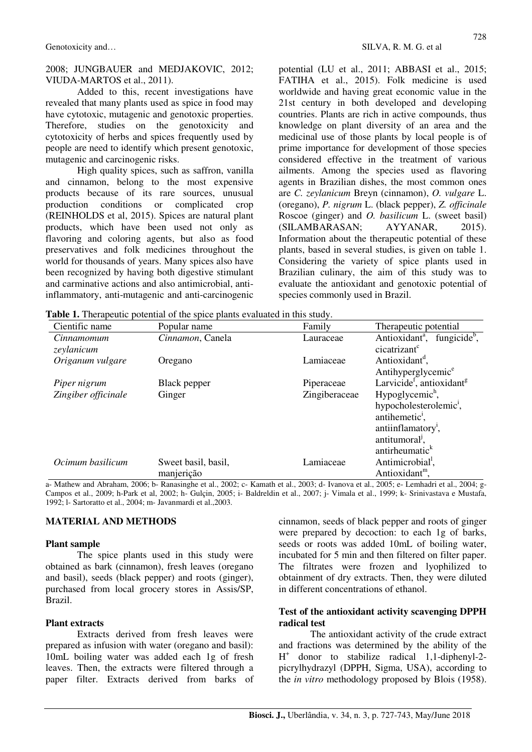2008; JUNGBAUER and MEDJAKOVIC, 2012; VIUDA-MARTOS et al., 2011).

Added to this, recent investigations have revealed that many plants used as spice in food may have cytotoxic, mutagenic and genotoxic properties. Therefore, studies on the genotoxicity and cytotoxicity of herbs and spices frequently used by people are need to identify which present genotoxic, mutagenic and carcinogenic risks.

High quality spices, such as saffron, vanilla and cinnamon, belong to the most expensive products because of its rare sources, unusual production conditions or complicated crop (REINHOLDS et al, 2015). Spices are natural plant products, which have been used not only as flavoring and coloring agents, but also as food preservatives and folk medicines throughout the world for thousands of years. Many spices also have been recognized by having both digestive stimulant and carminative actions and also antimicrobial, anti-inflammatory, anti-mutagenic and anti-carcinogenic potential (LU et al., 2011; ABBASI et al., 2015; FATIHA et al., 2015). Folk medicine is used worldwide and having great economic value in the 21st century in both developed and developing countries. Plants are rich in active compounds, thus knowledge on plant diversity of an area and the medicinal use of those plants by local people is of prime importance for development of those species considered effective in the treatment of various ailments. Among the species used as flavoring agents in Brazilian dishes, the most common ones are *C. zeylanicum* Breyn (cinnamon), *O. vulgare* L. (oregano), *P. nigrum* L. (black pepper), *Z. officinale* Roscoe (ginger) and *O. basilicum* L. (sweet basil) (SILAMBARASAN; AYYANAR, 2015). Information about the therapeutic potential of these plants, based in several studies, is given on table 1. Considering the variety of spice plants used in Brazilian culinary, the aim of this study was to evaluate the antioxidant and genotoxic potential of species commonly used in Brazil.

**Table 1.** Therapeutic potential of the spice plants evaluated in this study.

| Cientific name | Popular name | Family | Therapeutic potential |
|---|---|---|---|
| *Cinnamomum zeylanicum* | *Cinnamon*, Canela | Lauraceae | Antioxidant[a], fungicide[b], cicatrizant[c] |
| *Origanum vulgare* | Oregano | Lamiaceae | Antioxidant[d], Antihyperglycemic[e] |
| *Piper nigrum* | Black pepper | Piperaceae | Larvicide[f], antioxidant[g] |
| *Zingiber officinale* | Ginger | Zingiberaceae | Hypoglycemic[h], hypocholesterolemic[i], antihemetic[i], antiinflamatory[i], antitumoral[j], antirheumatic[k] |
| *Ocimum basilicum* | Sweet basil, basil, manjerição | Lamiaceae | Antimicrobial[l], Antioxidant[m], |

a- Mathew and Abraham, 2006; b- Ranasinghe et al., 2002; c- Kamath et al., 2003; d- Ivanova et al., 2005; e- Lemhadri et al., 2004; g- Campos et al., 2009; h-Park et al, 2002; h- Gulçin, 2005; i- Baldreldin et al., 2007; j- Vimala et al., 1999; k- Srinivastava e Mustafa, 1992; l- Sartoratto et al., 2004; m- Javanmardi et al.,2003.

## MATERIAL AND METHODS

### Plant sample

The spice plants used in this study were obtained as bark (cinnamon), fresh leaves (oregano and basil), seeds (black pepper) and roots (ginger), purchased from local grocery stores in Assis/SP, Brazil.

### Plant extracts

Extracts derived from fresh leaves were prepared as infusion with water (oregano and basil): 10mL boiling water was added each 1g of fresh leaves. Then, the extracts were filtered through a paper filter. Extracts derived from barks of cinnamon, seeds of black pepper and roots of ginger were prepared by decoction: to each 1g of barks, seeds or roots was added 10mL of boiling water, incubated for 5 min and then filtered on filter paper. The filtrates were frozen and lyophilized to obtainment of dry extracts. Then, they were diluted in different concentrations of ethanol.

### Test of the antioxidant activity scavenging DPPH radical test

The antioxidant activity of the crude extract and fractions was determined by the ability of the $H^+$ donor to stabilize radical 1,1-diphenyl-2-picrylhydrazyl (DPPH, Sigma, USA), according to the *in vitro* methodology proposed by Blois (1958).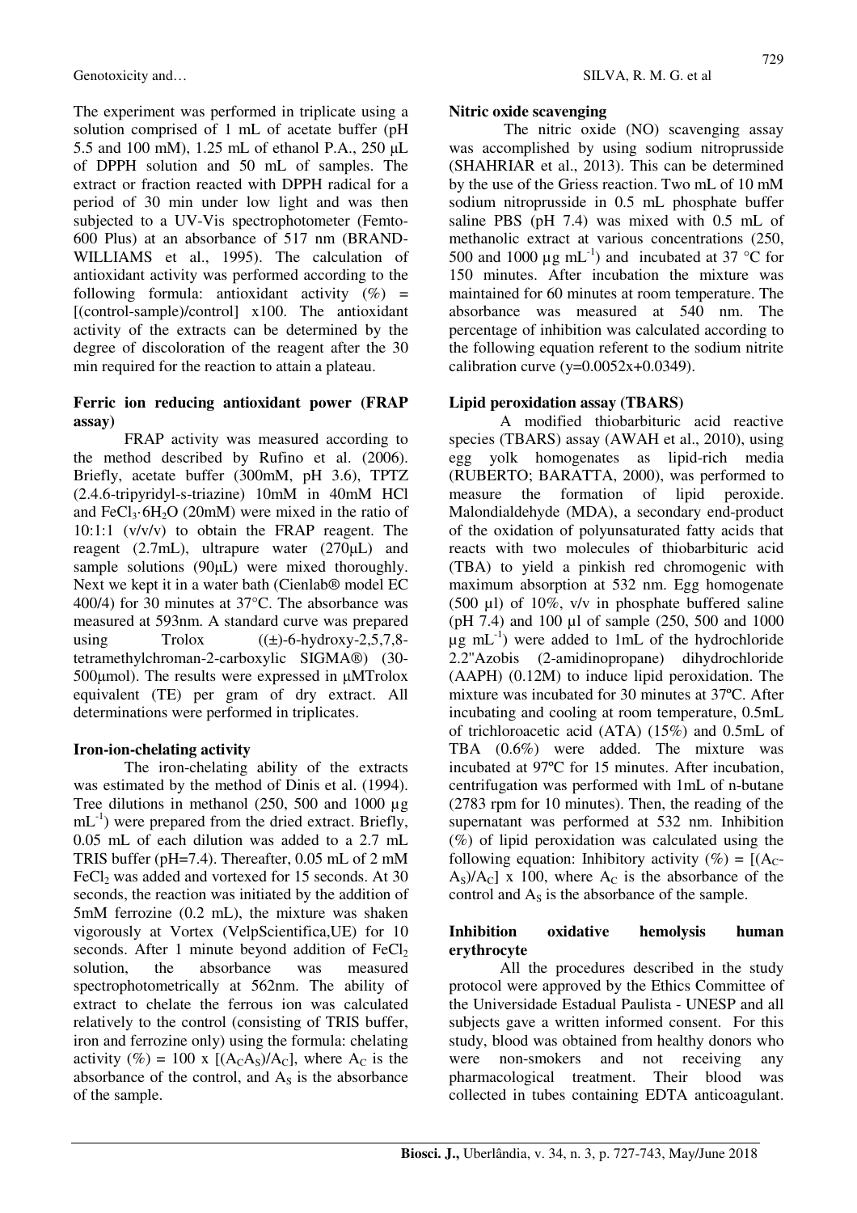The experiment was performed in triplicate using a solution comprised of 1 mL of acetate buffer (pH 5.5 and 100 mM), 1.25 mL of ethanol P.A., 250 µL of DPPH solution and 50 mL of samples. The extract or fraction reacted with DPPH radical for a period of 30 min under low light and was then subjected to a UV-Vis spectrophotometer (Femto-600 Plus) at an absorbance of 517 nm (BRAND-WILLIAMS et al., 1995). The calculation of antioxidant activity was performed according to the following formula: antioxidant activity (%) = [(control-sample)/control] x100. The antioxidant activity of the extracts can be determined by the degree of discoloration of the reagent after the 30 min required for the reaction to attain a plateau.

**Ferric ion reducing antioxidant power (FRAP assay)**

FRAP activity was measured according to the method described by Rufino et al. (2006). Briefly, acetate buffer (300mM, pH 3.6), TPTZ (2.4.6-tripyridyl-s-triazine) 10mM in 40mM HCl and $FeCl_3{\cdot}6H_2O$ (20mM) were mixed in the ratio of 10:1:1 (v/v/v) to obtain the FRAP reagent. The reagent (2.7mL), ultrapure water (270µL) and sample solutions (90µL) were mixed thoroughly. Next we kept it in a water bath (Cienlab® model EC 400/4) for 30 minutes at 37°C. The absorbance was measured at 593nm. A standard curve was prepared using Trolox ((±)-6-hydroxy-2,5,7,8-tetramethylchroman-2-carboxylic SIGMA®) (30-500µmol). The results were expressed in µMTrolox equivalent (TE) per gram of dry extract. All determinations were performed in triplicates.

**Iron-ion-chelating activity**

The iron-chelating ability of the extracts was estimated by the method of Dinis et al. (1994). Tree dilutions in methanol (250, 500 and 1000 µg $mL^{-1}$) were prepared from the dried extract. Briefly, 0.05 mL of each dilution was added to a 2.7 mL TRIS buffer (pH=7.4). Thereafter, 0.05 mL of 2 mM $FeCl_2$ was added and vortexed for 15 seconds. At 30 seconds, the reaction was initiated by the addition of 5mM ferrozine (0.2 mL), the mixture was shaken vigorously at Vortex (VelpScientifica,UE) for 10 seconds. After 1 minute beyond addition of $FeCl_2$ solution, the absorbance was measured spectrophotometrically at 562nm. The ability of extract to chelate the ferrous ion was calculated relatively to the control (consisting of TRIS buffer, iron and ferrozine only) using the formula: chelating activity (%) = 100 x $[(A_CA_S)/A_C]$, where $A_C$ is the absorbance of the control, and $A_S$ is the absorbance of the sample.

**Nitric oxide scavenging**

The nitric oxide (NO) scavenging assay was accomplished by using sodium nitroprusside (SHAHRIAR et al., 2013). This can be determined by the use of the Griess reaction. Two mL of 10 mM sodium nitroprusside in 0.5 mL phosphate buffer saline PBS (pH 7.4) was mixed with 0.5 mL of methanolic extract at various concentrations (250, 500 and 1000 µg $mL^{-1}$) and incubated at 37 °C for 150 minutes. After incubation the mixture was maintained for 60 minutes at room temperature. The absorbance was measured at 540 nm. The percentage of inhibition was calculated according to the following equation referent to the sodium nitrite calibration curve ($y=0.0052x+0.0349$).

**Lipid peroxidation assay (TBARS)**

A modified thiobarbituric acid reactive species (TBARS) assay (AWAH et al., 2010), using egg yolk homogenates as lipid-rich media (RUBERTO; BARATTA, 2000), was performed to measure the formation of lipid peroxide. Malondialdehyde (MDA), a secondary end-product of the oxidation of polyunsaturated fatty acids that reacts with two molecules of thiobarbituric acid (TBA) to yield a pinkish red chromogenic with maximum absorption at 532 nm. Egg homogenate (500 µl) of 10%, v/v in phosphate buffered saline (pH 7.4) and 100 µl of sample (250, 500 and 1000 µg $mL^{-1}$) were added to 1mL of the hydrochloride 2.2''Azobis (2-amidinopropane) dihydrochloride (AAPH) (0.12M) to induce lipid peroxidation. The mixture was incubated for 30 minutes at 37ºC. After incubating and cooling at room temperature, 0.5mL of trichloroacetic acid (ATA) (15%) and 0.5mL of TBA (0.6%) were added. The mixture was incubated at 97ºC for 15 minutes. After incubation, centrifugation was performed with 1mL of n-butane (2783 rpm for 10 minutes). Then, the reading of the supernatant was performed at 532 nm. Inhibition (%) of lipid peroxidation was calculated using the following equation: Inhibitory activity (%) = $[(A_C-A_S)/A_C]$ x 100, where $A_C$ is the absorbance of the control and $A_S$ is the absorbance of the sample.

**Inhibition oxidative hemolysis human erythrocyte**

All the procedures described in the study protocol were approved by the Ethics Committee of the Universidade Estadual Paulista - UNESP and all subjects gave a written informed consent. For this study, blood was obtained from healthy donors who were non-smokers and not receiving any pharmacological treatment. Their blood was collected in tubes containing EDTA anticoagulant.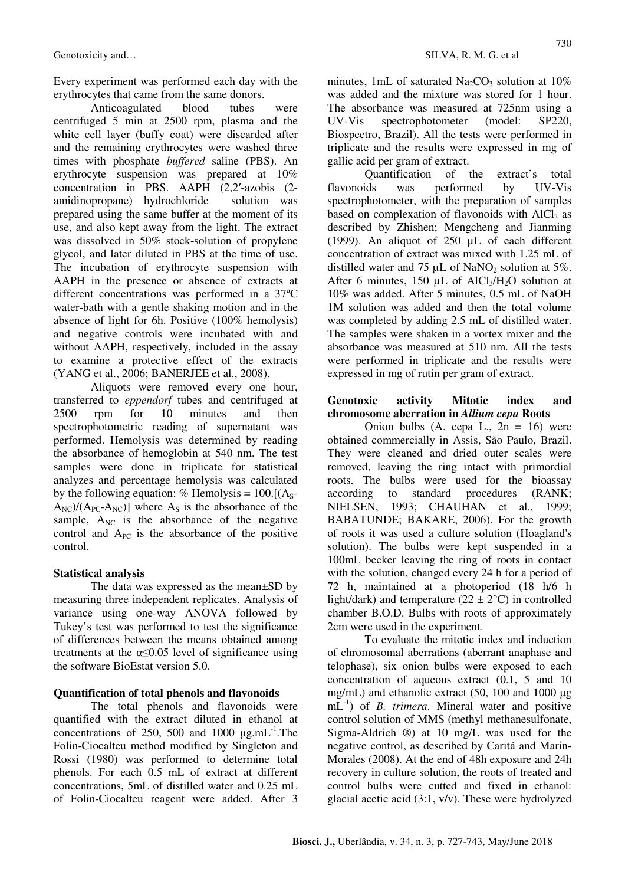Every experiment was performed each day with the erythrocytes that came from the same donors.

Anticoagulated blood tubes were centrifuged 5 min at 2500 rpm, plasma and the white cell layer (buffy coat) were discarded after and the remaining erythrocytes were washed three times with phosphate *buffered* saline (PBS). An erythrocyte suspension was prepared at 10% concentration in PBS. AAPH (2,2′-azobis (2-amidinopropane) hydrochloride solution was prepared using the same buffer at the moment of its use, and also kept away from the light. The extract was dissolved in 50% stock-solution of propylene glycol, and later diluted in PBS at the time of use. The incubation of erythrocyte suspension with AAPH in the presence or absence of extracts at different concentrations was performed in a 37ºC water-bath with a gentle shaking motion and in the absence of light for 6h. Positive (100% hemolysis) and negative controls were incubated with and without AAPH, respectively, included in the assay to examine a protective effect of the extracts (YANG et al., 2006; BANERJEE et al., 2008).

Aliquots were removed every one hour, transferred to *eppendorf* tubes and centrifuged at 2500 rpm for 10 minutes and then spectrophotometric reading of supernatant was performed. Hemolysis was determined by reading the absorbance of hemoglobin at 540 nm. The test samples were done in triplicate for statistical analyzes and percentage hemolysis was calculated by the following equation: % Hemolysis = $100.[(A_S-A_{NC})/(A_{PC}-A_{NC})]$ where $A_S$ is the absorbance of the sample, $A_{NC}$ is the absorbance of the negative control and $A_{PC}$ is the absorbance of the positive control.

**Statistical analysis**

The data was expressed as the mean±SD by measuring three independent replicates. Analysis of variance using one-way ANOVA followed by Tukey's test was performed to test the significance of differences between the means obtained among treatments at the $\alpha \leq 0.05$ level of significance using the software BioEstat version 5.0.

**Quantification of total phenols and flavonoids**

The total phenols and flavonoids were quantified with the extract diluted in ethanol at concentrations of 250, 500 and 1000 $\mu g.mL^{-1}$.The Folin-Ciocalteu method modified by Singleton and Rossi (1980) was performed to determine total phenols. For each 0.5 mL of extract at different concentrations, 5mL of distilled water and 0.25 mL of Folin-Ciocalteu reagent were added. After 3 minutes, 1mL of saturated $Na_2CO_3$ solution at 10% was added and the mixture was stored for 1 hour. The absorbance was measured at 725nm using a UV-Vis spectrophotometer (model: SP220, Biospectro, Brazil). All the tests were performed in triplicate and the results were expressed in mg of gallic acid per gram of extract.

Quantification of the extract's total flavonoids was performed by UV-Vis spectrophotometer, with the preparation of samples based on complexation of flavonoids with $AlCl_3$ as described by Zhishen; Mengcheng and Jianming (1999). An aliquot of 250 µL of each different concentration of extract was mixed with 1.25 mL of distilled water and 75 µL of $NaNO_2$ solution at 5%. After 6 minutes, 150 µL of $AlCl_3/H_2O$ solution at 10% was added. After 5 minutes, 0.5 mL of NaOH 1M solution was added and then the total volume was completed by adding 2.5 mL of distilled water. The samples were shaken in a vortex mixer and the absorbance was measured at 510 nm. All the tests were performed in triplicate and the results were expressed in mg of rutin per gram of extract.

**Genotoxic activity Mitotic index and chromosome aberration in *Allium cepa* Roots**

Onion bulbs (A. cepa L., 2n = 16) were obtained commercially in Assis, São Paulo, Brazil. They were cleaned and dried outer scales were removed, leaving the ring intact with primordial roots. The bulbs were used for the bioassay according to standard procedures (RANK; NIELSEN, 1993; CHAUHAN et al., 1999; BABATUNDE; BAKARE, 2006). For the growth of roots it was used a culture solution (Hoagland's solution). The bulbs were kept suspended in a 100mL becker leaving the ring of roots in contact with the solution, changed every 24 h for a period of 72 h, maintained at a photoperiod (18 h/6 h light/dark) and temperature (22 ± 2°C) in controlled chamber B.O.D. Bulbs with roots of approximately 2cm were used in the experiment.

To evaluate the mitotic index and induction of chromosomal aberrations (aberrant anaphase and telophase), six onion bulbs were exposed to each concentration of aqueous extract (0.1, 5 and 10 mg/mL) and ethanolic extract (50, 100 and 1000 µg $mL^{-1}$) of *B. trimera*. Mineral water and positive control solution of MMS (methyl methanesulfonate, Sigma-Aldrich ®) at 10 mg/L was used for the negative control, as described by Caritá and Marin-Morales (2008). At the end of 48h exposure and 24h recovery in culture solution, the roots of treated and control bulbs were cutted and fixed in ethanol: glacial acetic acid (3:1, v/v). These were hydrolyzed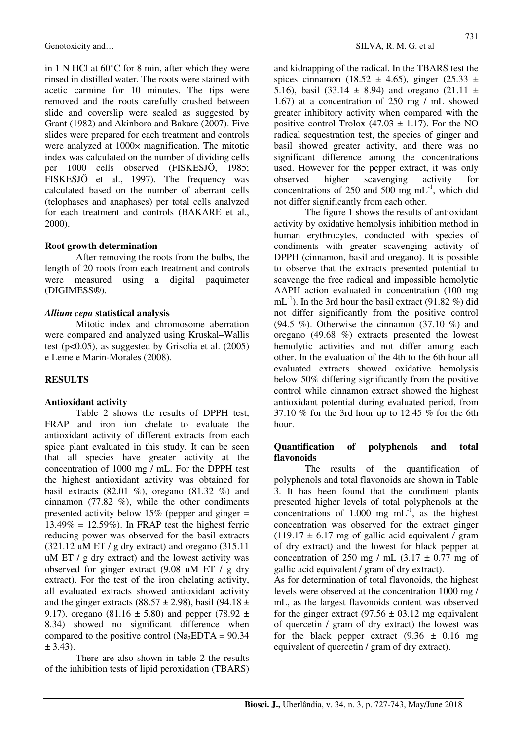in 1 N HCl at 60°C for 8 min, after which they were rinsed in distilled water. The roots were stained with acetic carmine for 10 minutes. The tips were removed and the roots carefully crushed between slide and coverslip were sealed as suggested by Grant (1982) and Akinboro and Bakare (2007). Five slides were prepared for each treatment and controls were analyzed at 1000× magnification. The mitotic index was calculated on the number of dividing cells per 1000 cells observed (FISKESJÖ, 1985; FISKESJÖ et al., 1997). The frequency was calculated based on the number of aberrant cells (telophases and anaphases) per total cells analyzed for each treatment and controls (BAKARE et al., 2000).

### Root growth determination

After removing the roots from the bulbs, the length of 20 roots from each treatment and controls were measured using a digital paquimeter (DIGIMESS®).

### *Allium cepa* statistical analysis

Mitotic index and chromosome aberration were compared and analyzed using Kruskal–Wallis test ($p<0.05$), as suggested by Grisolia et al. (2005) e Leme e Marin-Morales (2008).

## RESULTS

### Antioxidant activity

Table 2 shows the results of DPPH test, FRAP and iron ion chelate to evaluate the antioxidant activity of different extracts from each spice plant evaluated in this study. It can be seen that all species have greater activity at the concentration of 1000 mg / mL. For the DPPH test the highest antioxidant activity was obtained for basil extracts (82.01 %), oregano (81.32 %) and cinnamon (77.82 %), while the other condiments presented activity below 15% (pepper and ginger = 13.49% = 12.59%). In FRAP test the highest ferric reducing power was observed for the basil extracts (321.12 uM ET / g dry extract) and oregano (315.11 uM ET / g dry extract) and the lowest activity was observed for ginger extract (9.08 uM ET / g dry extract). For the test of the iron chelating activity, all evaluated extracts showed antioxidant activity and the ginger extracts (88.57 ± 2.98), basil (94.18 ± 9.17), oregano (81.16 ± 5.80) and pepper (78.92 ± 8.34) showed no significant difference when compared to the positive control ($Na_2EDTA$ = 90.34 ± 3.43).

There are also shown in table 2 the results of the inhibition tests of lipid peroxidation (TBARS) and kidnapping of the radical. In the TBARS test the spices cinnamon (18.52 ± 4.65), ginger (25.33 ± 5.16), basil (33.14 ± 8.94) and oregano (21.11 ± 1.67) at a concentration of 250 mg / mL showed greater inhibitory activity when compared with the positive control Trolox (47.03 ± 1.17). For the NO radical sequestration test, the species of ginger and basil showed greater activity, and there was no significant difference among the concentrations used. However for the pepper extract, it was only observed higher scavenging activity for concentrations of 250 and 500 mg $mL^{-1}$, which did not differ significantly from each other.

The figure 1 shows the results of antioxidant activity by oxidative hemolysis inhibition method in human erythrocytes, conducted with species of condiments with greater scavenging activity of DPPH (cinnamon, basil and oregano). It is possible to observe that the extracts presented potential to scavenge the free radical and impossible hemolytic AAPH action evaluated in concentration (100 mg $mL^{-1}$). In the 3rd hour the basil extract (91.82 %) did not differ significantly from the positive control (94.5 %). Otherwise the cinnamon (37.10 %) and oregano (49.68 %) extracts presented the lowest hemolytic activities and not differ among each other. In the evaluation of the 4th to the 6th hour all evaluated extracts showed oxidative hemolysis below 50% differing significantly from the positive control while cinnamon extract showed the highest antioxidant potential during evaluated period, from 37.10 % for the 3rd hour up to 12.45 % for the 6th hour.

### Quantification of polyphenols and total flavonoids

The results of the quantification of polyphenols and total flavonoids are shown in Table 3. It has been found that the condiment plants presented higher levels of total polyphenols at the concentrations of 1.000 mg $mL^{-1}$, as the highest concentration was observed for the extract ginger (119.17 ± 6.17 mg of gallic acid equivalent / gram of dry extract) and the lowest for black pepper at concentration of 250 mg / mL (3.17 ± 0.77 mg of gallic acid equivalent / gram of dry extract).

As for determination of total flavonoids, the highest levels were observed at the concentration 1000 mg / mL, as the largest flavonoids content was observed for the ginger extract (97.56 ± 03.12 mg equivalent of quercetin / gram of dry extract) the lowest was for the black pepper extract (9.36 ± 0.16 mg equivalent of quercetin / gram of dry extract).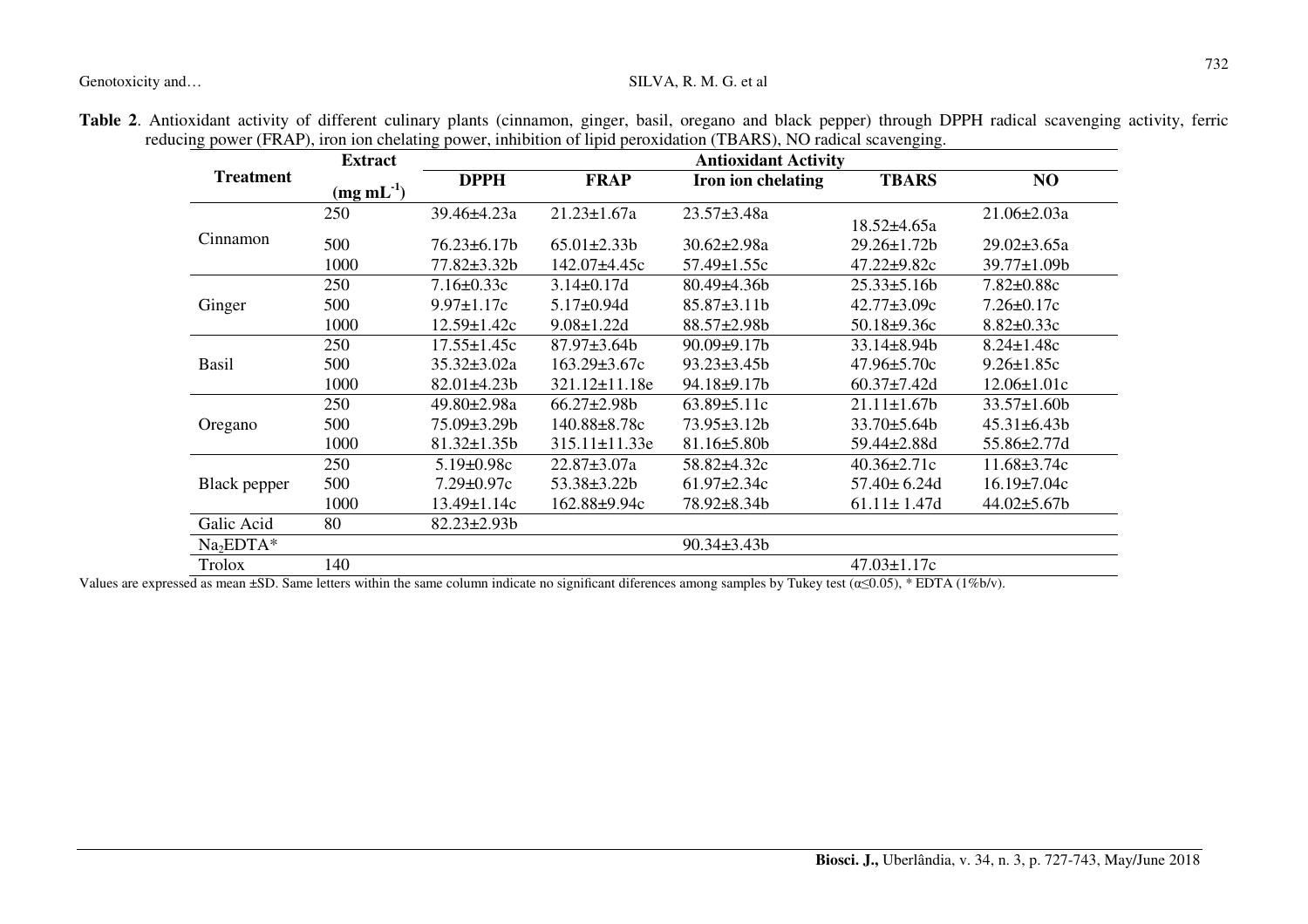**Table 2**. Antioxidant activity of different culinary plants (cinnamon, ginger, basil, oregano and black pepper) through DPPH radical scavenging activity, ferric reducing power (FRAP), iron ion chelating power, inhibition of lipid peroxidation (TBARS), NO radical scavenging.

| Treatment | Extract ($mg\ mL^{-1}$) | Antioxidant Activity | | | | |
|---|---|---|---|---|---|---|
| | | DPPH | FRAP | Iron ion chelating | TBARS | NO |
| Cinnamon | 250 | 39.46±4.23a | 21.23±1.67a | 23.57±3.48a | 18.52±4.65a | 21.06±2.03a |
| | 500 | 76.23±6.17b | 65.01±2.33b | 30.62±2.98a | 29.26±1.72b | 29.02±3.65a |
| | 1000 | 77.82±3.32b | 142.07±4.45c | 57.49±1.55c | 47.22±9.82c | 39.77±1.09b |
| Ginger | 250 | 7.16±0.33c | 3.14±0.17d | 80.49±4.36b | 25.33±5.16b | 7.82±0.88c |
| | 500 | 9.97±1.17c | 5.17±0.94d | 85.87±3.11b | 42.77±3.09c | 7.26±0.17c |
| | 1000 | 12.59±1.42c | 9.08±1.22d | 88.57±2.98b | 50.18±9.36c | 8.82±0.33c |
| Basil | 250 | 17.55±1.45c | 87.97±3.64b | 90.09±9.17b | 33.14±8.94b | 8.24±1.48c |
| | 500 | 35.32±3.02a | 163.29±3.67c | 93.23±3.45b | 47.96±5.70c | 9.26±1.85c |
| | 1000 | 82.01±4.23b | 321.12±11.18e | 94.18±9.17b | 60.37±7.42d | 12.06±1.01c |
| Oregano | 250 | 49.80±2.98a | 66.27±2.98b | 63.89±5.11c | 21.11±1.67b | 33.57±1.60b |
| | 500 | 75.09±3.29b | 140.88±8.78c | 73.95±3.12b | 33.70±5.64b | 45.31±6.43b |
| | 1000 | 81.32±1.35b | 315.11±11.33e | 81.16±5.80b | 59.44±2.88d | 55.86±2.77d |
| Black pepper | 250 | 5.19±0.98c | 22.87±3.07a | 58.82±4.32c | 40.36±2.71c | 11.68±3.74c |
| | 500 | 7.29±0.97c | 53.38±3.22b | 61.97±2.34c | 57.40± 6.24d | 16.19±7.04c |
| | 1000 | 13.49±1.14c | 162.88±9.94c | 78.92±8.34b | 61.11± 1.47d | 44.02±5.67b |
| Galic Acid | 80 | 82.23±2.93b | | | | |
| $Na_2EDTA$* | | | | 90.34±3.43b | | |
| Trolox | 140 | | | | 47.03±1.17c | |

Values are expressed as mean ±SD. Same letters within the same column indicate no significant diferences among samples by Tukey test ($\alpha \leq 0.05$), * EDTA (1%b/v).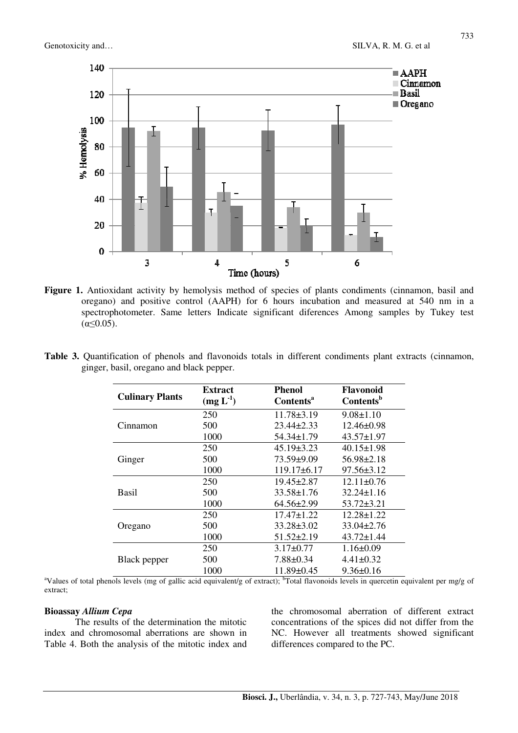**Figure 1.** Antioxidant activity by hemolysis method of species of plants condiments (cinnamon, basil and oregano) and positive control (AAPH) for 6 hours incubation and measured at 540 nm in a spectrophotometer. Same letters Indicate significant diferences Among samples by Tukey test ($\alpha \leq 0.05$).

**Table 3.** Quantification of phenols and flavonoids totals in different condiments plant extracts (cinnamon, ginger, basil, oregano and black pepper.

| Culinary Plants | Extract ($mg\ L^{-1}$) | Phenol Contents[a] | Flavonoid Contents[b] |
|---|---|---|---|
| Cinnamon | 250 | 11.78±3.19 | 9.08±1.10 |
| | 500 | 23.44±2.33 | 12.46±0.98 |
| | 1000 | 54.34±1.79 | 43.57±1.97 |
| Ginger | 250 | 45.19±3.23 | 40.15±1.98 |
| | 500 | 73.59±9.09 | 56.98±2.18 |
| | 1000 | 119.17±6.17 | 97.56±3.12 |
| Basil | 250 | 19.45±2.87 | 12.11±0.76 |
| | 500 | 33.58±1.76 | 32.24±1.16 |
| | 1000 | 64.56±2.99 | 53.72±3.21 |
| Oregano | 250 | 17.47±1.22 | 12.28±1.22 |
| | 500 | 33.28±3.02 | 33.04±2.76 |
| | 1000 | 51.52±2.19 | 43.72±1.44 |
| Black pepper | 250 | 3.17±0.77 | 1.16±0.09 |
| | 500 | 7.88±0.34 | 4.41±0.32 |
| | 1000 | 11.89±0.45 | 9.36±0.16 |

[a]Values of total phenols levels (mg of gallic acid equivalent/g of extract); [b]Total flavonoids levels in quercetin equivalent per mg/g of extract;

**Bioassay *Allium Cepa***

The results of the determination the mitotic index and chromosomal aberrations are shown in Table 4. Both the analysis of the mitotic index and the chromosomal aberration of different extract concentrations of the spices did not differ from the NC. However all treatments showed significant differences compared to the PC.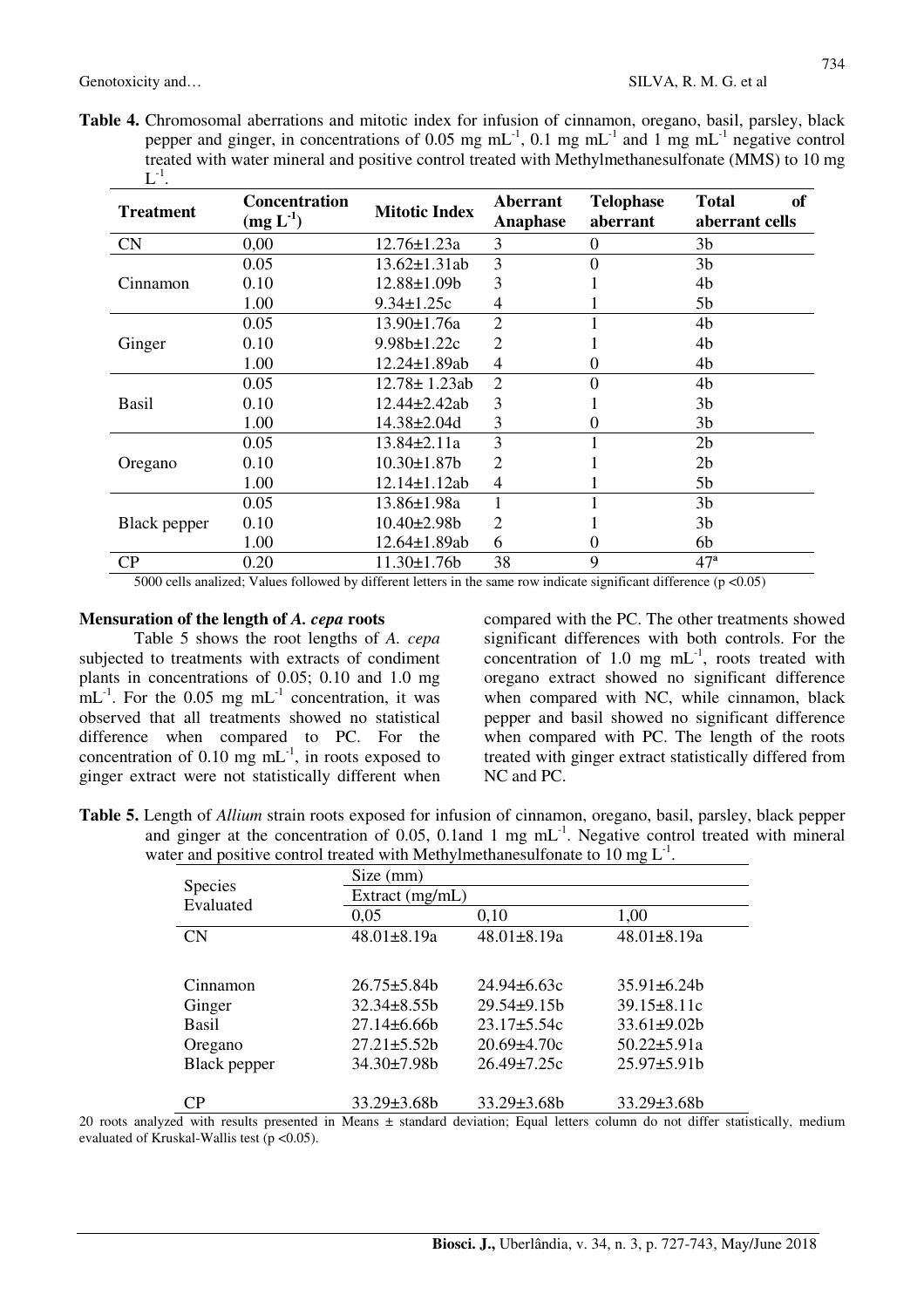**Table 4.** Chromosomal aberrations and mitotic index for infusion of cinnamon, oregano, basil, parsley, black pepper and ginger, in concentrations of 0.05 mg $mL^{-1}$, 0.1 mg $mL^{-1}$ and 1 mg $mL^{-1}$ negative control treated with water mineral and positive control treated with Methylmethanesulfonate (MMS) to 10 mg $L^{-1}$.

| Treatment | Concentration (mg $L^{-1}$) | Mitotic Index | Aberrant Anaphase | Telophase aberrant | Total of aberrant cells |
|---|---|---|---|---|---|
| CN | 0,00 | 12.76±1.23a | 3 | 0 | 3b |
| Cinnamon | 0.05 | 13.62±1.31ab | 3 | 0 | 3b |
| | 0.10 | 12.88±1.09b | 3 | 1 | 4b |
| | 1.00 | 9.34±1.25c | 4 | 1 | 5b |
| Ginger | 0.05 | 13.90±1.76a | 2 | 1 | 4b |
| | 0.10 | 9.98b±1.22c | 2 | 1 | 4b |
| | 1.00 | 12.24±1.89ab | 4 | 0 | 4b |
| Basil | 0.05 | 12.78± 1.23ab | 2 | 0 | 4b |
| | 0.10 | 12.44±2.42ab | 3 | 1 | 3b |
| | 1.00 | 14.38±2.04d | 3 | 0 | 3b |
| Oregano | 0.05 | 13.84±2.11a | 3 | 1 | 2b |
| | 0.10 | 10.30±1.87b | 2 | 1 | 2b |
| | 1.00 | 12.14±1.12ab | 4 | 1 | 5b |
| Black pepper | 0.05 | 13.86±1.98a | 1 | 1 | 3b |
| | 0.10 | 10.40±2.98b | 2 | 1 | 3b |
| | 1.00 | 12.64±1.89ab | 6 | 0 | 6b |
| CP | 0.20 | 11.30±1.76b | 38 | 9 | 47[a] |

5000 cells analized; Values followed by different letters in the same row indicate significant difference ($p < 0.05$)

### Mensuration of the length of *A. cepa* roots

Table 5 shows the root lengths of *A. cepa* subjected to treatments with extracts of condiment plants in concentrations of 0.05; 0.10 and 1.0 mg $mL^{-1}$. For the 0.05 mg $mL^{-1}$ concentration, it was observed that all treatments showed no statistical difference when compared to PC. For the concentration of 0.10 mg $mL^{-1}$, in roots exposed to ginger extract were not statistically different when compared with the PC. The other treatments showed significant differences with both controls. For the concentration of 1.0 mg $mL^{-1}$, roots treated with oregano extract showed no significant difference when compared with NC, while cinnamon, black pepper and basil showed no significant difference when compared with PC. The length of the roots treated with ginger extract statistically differed from NC and PC.

**Table 5.** Length of *Allium* strain roots exposed for infusion of cinnamon, oregano, basil, parsley, black pepper and ginger at the concentration of 0.05, 0.1and 1 mg $mL^{-1}$. Negative control treated with mineral water and positive control treated with Methylmethanesulfonate to 10 mg $L^{-1}$.

| Species Evaluated | Size (mm) | | |
|---|---|---|---|
| | Extract (mg/mL) | | |
| | 0,05 | 0,10 | 1,00 |
| CN | 48.01±8.19a | 48.01±8.19a | 48.01±8.19a |
| Cinnamon | 26.75±5.84b | 24.94±6.63c | 35.91±6.24b |
| Ginger | 32.34±8.55b | 29.54±9.15b | 39.15±8.11c |
| Basil | 27.14±6.66b | 23.17±5.54c | 33.61±9.02b |
| Oregano | 27.21±5.52b | 20.69±4.70c | 50.22±5.91a |
| Black pepper | 34.30±7.98b | 26.49±7.25c | 25.97±5.91b |
| CP | 33.29±3.68b | 33.29±3.68b | 33.29±3.68b |

20 roots analyzed with results presented in Means ± standard deviation; Equal letters column do not differ statistically, medium evaluated of Kruskal-Wallis test ($p < 0.05$).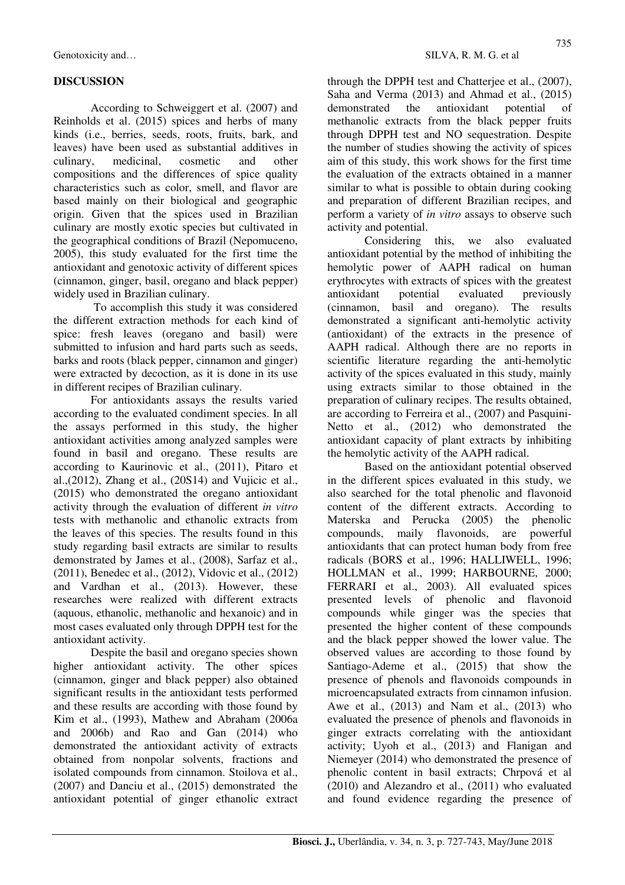## DISCUSSION

According to Schweiggert et al. (2007) and Reinholds et al. (2015) spices and herbs of many kinds (i.e., berries, seeds, roots, fruits, bark, and leaves) have been used as substantial additives in culinary, medicinal, cosmetic and other compositions and the differences of spice quality characteristics such as color, smell, and flavor are based mainly on their biological and geographic origin. Given that the spices used in Brazilian culinary are mostly exotic species but cultivated in the geographical conditions of Brazil (Nepomuceno, 2005), this study evaluated for the first time the antioxidant and genotoxic activity of different spices (cinnamon, ginger, basil, oregano and black pepper) widely used in Brazilian culinary.

To accomplish this study it was considered the different extraction methods for each kind of spice: fresh leaves (oregano and basil) were submitted to infusion and hard parts such as seeds, barks and roots (black pepper, cinnamon and ginger) were extracted by decoction, as it is done in its use in different recipes of Brazilian culinary.

For antioxidants assays the results varied according to the evaluated condiment species. In all the assays performed in this study, the higher antioxidant activities among analyzed samples were found in basil and oregano. These results are according to Kaurinovic et al., (2011), Pitaro et al.,(2012), Zhang et al., (20S14) and Vujicic et al., (2015) who demonstrated the oregano antioxidant activity through the evaluation of different *in vitro* tests with methanolic and ethanolic extracts from the leaves of this species. The results found in this study regarding basil extracts are similar to results demonstrated by James et al., (2008), Sarfaz et al., (2011), Benedec et al., (2012), Vidovic et al., (2012) and Vardhan et al., (2013). However, these researches were realized with different extracts (aquous, ethanolic, methanolic and hexanoic) and in most cases evaluated only through DPPH test for the antioxidant activity.

Despite the basil and oregano species shown higher antioxidant activity. The other spices (cinnamon, ginger and black pepper) also obtained significant results in the antioxidant tests performed and these results are according with those found by Kim et al., (1993), Mathew and Abraham (2006a and 2006b) and Rao and Gan (2014) who demonstrated the antioxidant activity of extracts obtained from nonpolar solvents, fractions and isolated compounds from cinnamon. Stoilova et al., (2007) and Danciu et al., (2015) demonstrated the antioxidant potential of ginger ethanolic extract through the DPPH test and Chatterjee et al., (2007), Saha and Verma (2013) and Ahmad et al., (2015) demonstrated the antioxidant potential of methanolic extracts from the black pepper fruits through DPPH test and NO sequestration. Despite the number of studies showing the activity of spices aim of this study, this work shows for the first time the evaluation of the extracts obtained in a manner similar to what is possible to obtain during cooking and preparation of different Brazilian recipes, and perform a variety of *in vitro* assays to observe such activity and potential.

Considering this, we also evaluated antioxidant potential by the method of inhibiting the hemolytic power of AAPH radical on human erythrocytes with extracts of spices with the greatest antioxidant potential evaluated previously (cinnamon, basil and oregano). The results demonstrated a significant anti-hemolytic activity (antioxidant) of the extracts in the presence of AAPH radical. Although there are no reports in scientific literature regarding the anti-hemolytic activity of the spices evaluated in this study, mainly using extracts similar to those obtained in the preparation of culinary recipes. The results obtained, are according to Ferreira et al., (2007) and Pasquini-Netto et al., (2012) who demonstrated the antioxidant capacity of plant extracts by inhibiting the hemolytic activity of the AAPH radical.

Based on the antioxidant potential observed in the different spices evaluated in this study, we also searched for the total phenolic and flavonoid content of the different extracts. According to Materska and Perucka (2005) the phenolic compounds, maily flavonoids, are powerful antioxidants that can protect human body from free radicals (BORS et al., 1996; HALLIWELL, 1996; HOLLMAN et al., 1999; HARBOURNE, 2000; FERRARI et al., 2003). All evaluated spices presented levels of phenolic and flavonoid compounds while ginger was the species that presented the higher content of these compounds and the black pepper showed the lower value. The observed values are according to those found by Santiago-Ademe et al., (2015) that show the presence of phenols and flavonoids compounds in microencapsulated extracts from cinnamon infusion. Awe et al., (2013) and Nam et al., (2013) who evaluated the presence of phenols and flavonoids in ginger extracts correlating with the antioxidant activity; Uyoh et al., (2013) and Flanigan and Niemeyer (2014) who demonstrated the presence of phenolic content in basil extracts; Chrpová et al (2010) and Alezandro et al., (2011) who evaluated and found evidence regarding the presence of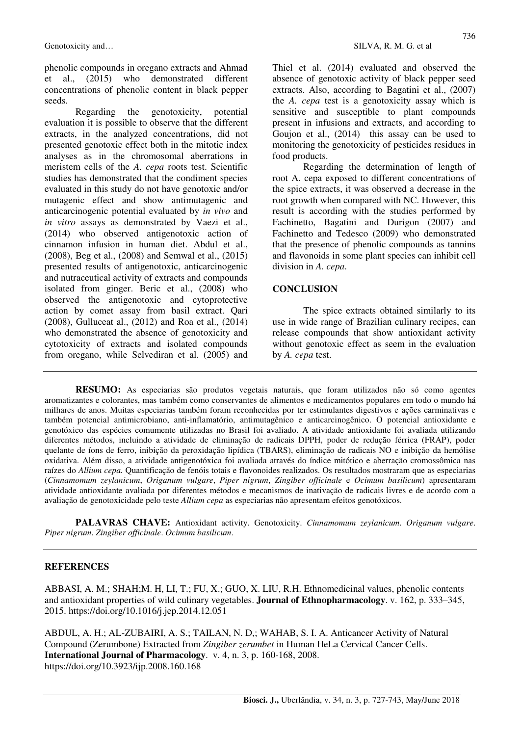phenolic compounds in oregano extracts and Ahmad et al., (2015) who demonstrated different concentrations of phenolic content in black pepper seeds.

Regarding the genotoxicity, potential evaluation it is possible to observe that the different extracts, in the analyzed concentrations, did not presented genotoxic effect both in the mitotic index analyses as in the chromosomal aberrations in meristem cells of the *A. cepa* roots test. Scientific studies has demonstrated that the condiment species evaluated in this study do not have genotoxic and/or mutagenic effect and show antimutagenic and anticarcinogenic potential evaluated by *in vivo* and *in vitro* assays as demonstrated by Vaezi et al., (2014) who observed antigenotoxic action of cinnamon infusion in human diet. Abdul et al., (2008), Beg et al., (2008) and Semwal et al., (2015) presented results of antigenotoxic, anticarcinogenic and nutraceutical activity of extracts and compounds isolated from ginger. Beric et al., (2008) who observed the antigenotoxic and cytoprotective action by comet assay from basil extract. Qari (2008), Gulluceat al., (2012) and Roa et al., (2014) who demonstrated the absence of genotoxicity and cytotoxicity of extracts and isolated compounds from oregano, while Selvediran et al. (2005) and Thiel et al. (2014) evaluated and observed the absence of genotoxic activity of black pepper seed extracts. Also, according to Bagatini et al., (2007) the *A. cepa* test is a genotoxicity assay which is sensitive and susceptible to plant compounds present in infusions and extracts, and according to Goujon et al., (2014) this assay can be used to monitoring the genotoxicity of pesticides residues in food products.

Regarding the determination of length of root A. cepa exposed to different concentrations of the spice extracts, it was observed a decrease in the root growth when compared with NC. However, this result is according with the studies performed by Fachinetto, Bagatini and Durigon (2007) and Fachinetto and Tedesco (2009) who demonstrated that the presence of phenolic compounds as tannins and flavonoids in some plant species can inhibit cell division in *A. cepa*.

## CONCLUSION

The spice extracts obtained similarly to its use in wide range of Brazilian culinary recipes, can release compounds that show antioxidant activity without genotoxic effect as seem in the evaluation by *A. cepa* test.

**RESUMO:** As especiarias são produtos vegetais naturais, que foram utilizados não só como agentes aromatizantes e colorantes, mas também como conservantes de alimentos e medicamentos populares em todo o mundo há milhares de anos. Muitas especiarias também foram reconhecidas por ter estimulantes digestivos e ações carminativas e também potencial antimicrobiano, anti-inflamatório, antimutagênico e anticarcinogênico. O potencial antioxidante e genotóxico das espécies comumente utilizadas no Brasil foi avaliado. A atividade antioxidante foi avaliada utilizando diferentes métodos, incluindo a atividade de eliminação de radicais DPPH, poder de redução férrica (FRAP), poder quelante de íons de ferro, inibição da peroxidação lipídica (TBARS), eliminação de radicais NO e inibição da hemólise oxidativa. Além disso, a atividade antigenotóxica foi avaliada através do índice mitótico e aberração cromossômica nas raízes do *Allium cepa*. Quantificação de fenóis totais e flavonoides realizados. Os resultados mostraram que as especiarias (*Cinnamomum zeylanicum*, *Origanum vulgare*, *Piper nigrum*, *Zingiber officinale* e *Ocimum basilicum*) apresentaram atividade antioxidante avaliada por diferentes métodos e mecanismos de inativação de radicais livres e de acordo com a avaliação de genotoxicidade pelo teste *Allium cepa* as especiarias não apresentam efeitos genotóxicos.

**PALAVRAS CHAVE:** Antioxidant activity. Genotoxicity. *Cinnamomum zeylanicum*. *Origanum vulgare*. *Piper nigrum*. *Zingiber officinale*. *Ocimum basilicum*.

## REFERENCES

ABBASI, A. M.; SHAH;M. H, LI, T.; FU, X.; GUO, X. LIU, R.H. Ethnomedicinal values, phenolic contents and antioxidant properties of wild culinary vegetables. **Journal of Ethnopharmacology**. v. 162, p. 333–345, 2015. https://doi.org/10.1016/j.jep.2014.12.051

ABDUL, A. H.; AL-ZUBAIRI, A. S.; TAILAN, N. D,; WAHAB, S. I. A. Anticancer Activity of Natural Compound (Zerumbone) Extracted from *Zingiber zerumbet* in Human HeLa Cervical Cancer Cells. **International Journal of Pharmacology**. v. 4, n. 3, p. 160-168, 2008. https://doi.org/10.3923/ijp.2008.160.168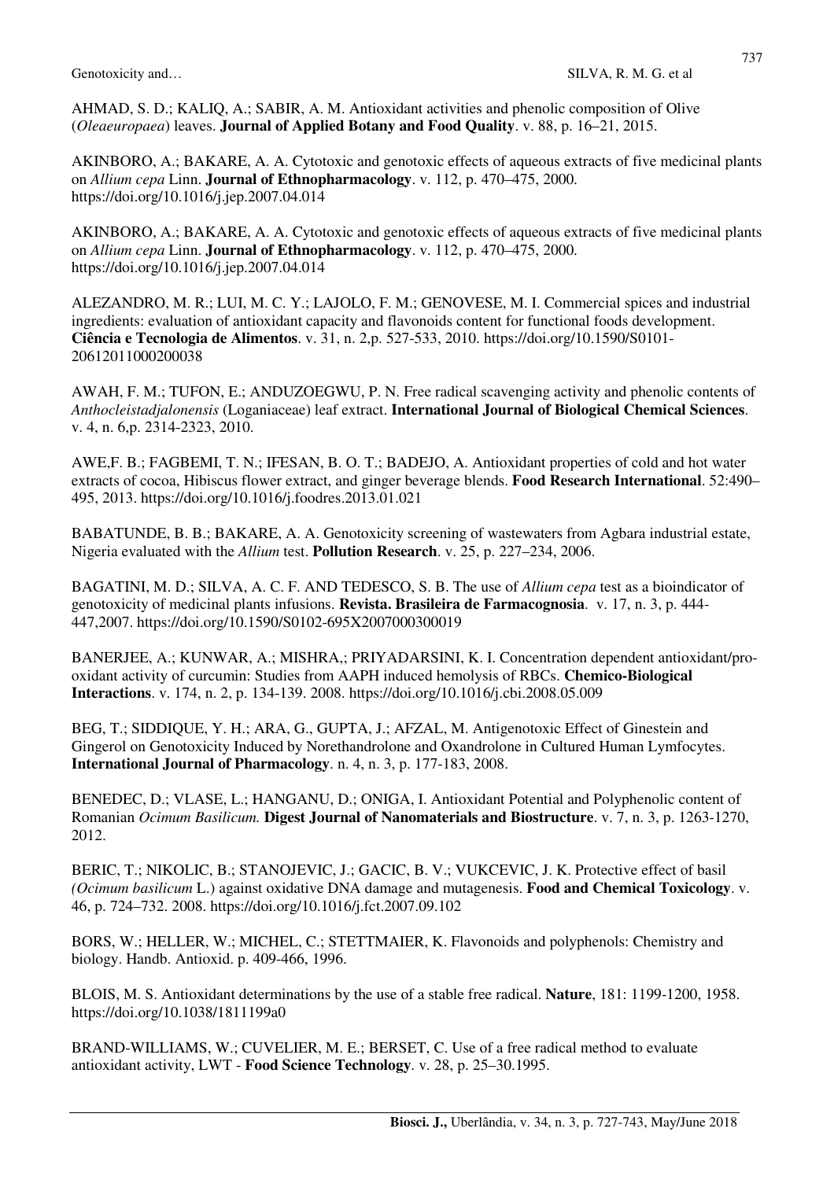AHMAD, S. D.; KALIQ, A.; SABIR, A. M. Antioxidant activities and phenolic composition of Olive (*Oleaeuropaea*) leaves. **Journal of Applied Botany and Food Quality**. v. 88, p. 16–21, 2015.

AKINBORO, A.; BAKARE, A. A. Cytotoxic and genotoxic effects of aqueous extracts of five medicinal plants on *Allium cepa* Linn. **Journal of Ethnopharmacology**. v. 112, p. 470–475, 2000. https://doi.org/10.1016/j.jep.2007.04.014

AKINBORO, A.; BAKARE, A. A. Cytotoxic and genotoxic effects of aqueous extracts of five medicinal plants on *Allium cepa* Linn. **Journal of Ethnopharmacology**. v. 112, p. 470–475, 2000. https://doi.org/10.1016/j.jep.2007.04.014

ALEZANDRO, M. R.; LUI, M. C. Y.; LAJOLO, F. M.; GENOVESE, M. I. Commercial spices and industrial ingredients: evaluation of antioxidant capacity and flavonoids content for functional foods development. **Ciência e Tecnologia de Alimentos**. v. 31, n. 2,p. 527-533, 2010. https://doi.org/10.1590/S0101-20612011000200038

AWAH, F. M.; TUFON, E.; ANDUZOEGWU, P. N. Free radical scavenging activity and phenolic contents of *Anthocleistadjalonensis* (Loganiaceae) leaf extract. **International Journal of Biological Chemical Sciences**. v. 4, n. 6,p. 2314-2323, 2010.

AWE,F. B.; FAGBEMI, T. N.; IFESAN, B. O. T.; BADEJO, A. Antioxidant properties of cold and hot water extracts of cocoa, Hibiscus flower extract, and ginger beverage blends. **Food Research International**. 52:490–495, 2013. https://doi.org/10.1016/j.foodres.2013.01.021

BABATUNDE, B. B.; BAKARE, A. A. Genotoxicity screening of wastewaters from Agbara industrial estate, Nigeria evaluated with the *Allium* test. **Pollution Research**. v. 25, p. 227–234, 2006.

BAGATINI, M. D.; SILVA, A. C. F. AND TEDESCO, S. B. The use of *Allium cepa* test as a bioindicator of genotoxicity of medicinal plants infusions. **Revista. Brasileira de Farmacognosia**. v. 17, n. 3, p. 444-447,2007. https://doi.org/10.1590/S0102-695X2007000300019

BANERJEE, A.; KUNWAR, A.; MISHRA,; PRIYADARSINI, K. I. Concentration dependent antioxidant/pro-oxidant activity of curcumin: Studies from AAPH induced hemolysis of RBCs. **Chemico-Biological Interactions**. v. 174, n. 2, p. 134-139. 2008. https://doi.org/10.1016/j.cbi.2008.05.009

BEG, T.; SIDDIQUE, Y. H.; ARA, G., GUPTA, J.; AFZAL, M. Antigenotoxic Effect of Ginestein and Gingerol on Genotoxicity Induced by Norethandrolone and Oxandrolone in Cultured Human Lymfocytes. **International Journal of Pharmacology**. n. 4, n. 3, p. 177-183, 2008.

BENEDEC, D.; VLASE, L.; HANGANU, D.; ONIGA, I. Antioxidant Potential and Polyphenolic content of Romanian *Ocimum Basilicum.* **Digest Journal of Nanomaterials and Biostructure**. v. 7, n. 3, p. 1263-1270, 2012.

BERIC, T.; NIKOLIC, B.; STANOJEVIC, J.; GACIC, B. V.; VUKCEVIC, J. K. Protective effect of basil *(Ocimum basilicum* L.) against oxidative DNA damage and mutagenesis. **Food and Chemical Toxicology**. v. 46, p. 724–732. 2008. https://doi.org/10.1016/j.fct.2007.09.102

BORS, W.; HELLER, W.; MICHEL, C.; STETTMAIER, K. Flavonoids and polyphenols: Chemistry and biology. Handb. Antioxid. p. 409-466, 1996.

BLOIS, M. S. Antioxidant determinations by the use of a stable free radical. **Nature**, 181: 1199-1200, 1958. https://doi.org/10.1038/1811199a0

BRAND-WILLIAMS, W.; CUVELIER, M. E.; BERSET, C. Use of a free radical method to evaluate antioxidant activity, LWT - **Food Science Technology**. v. 28, p. 25–30.1995.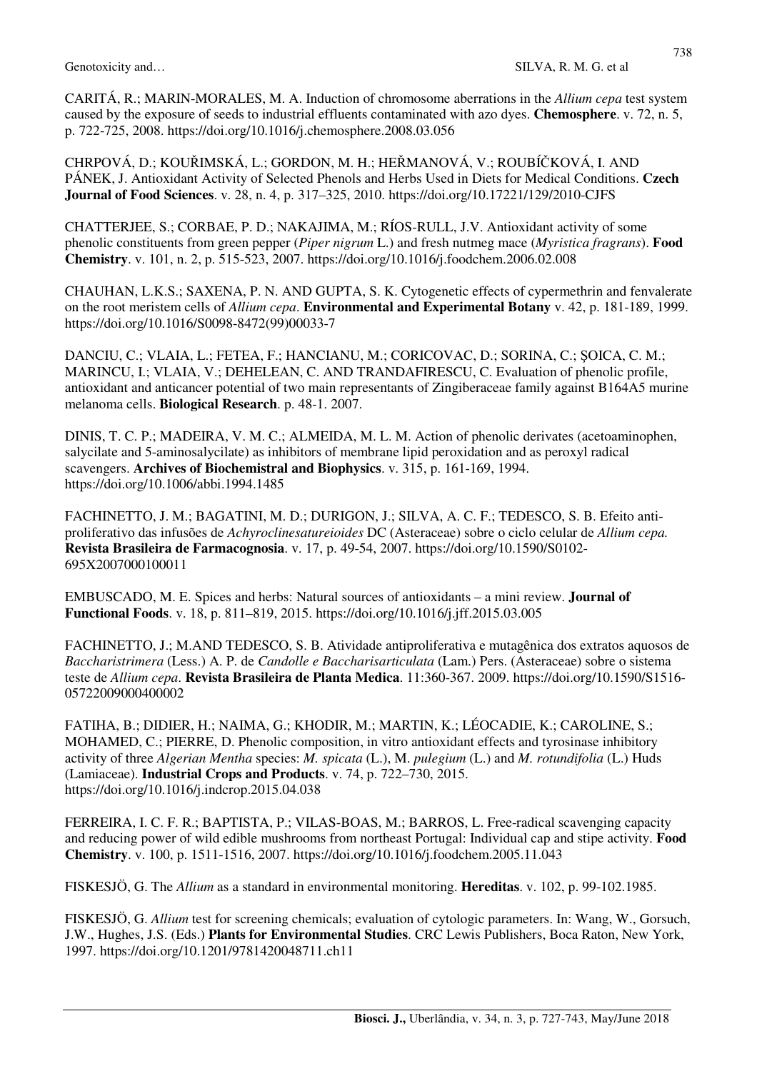CARITÁ, R.; MARIN-MORALES, M. A. Induction of chromosome aberrations in the *Allium cepa* test system caused by the exposure of seeds to industrial effluents contaminated with azo dyes. **Chemosphere**. v. 72, n. 5, p. 722-725, 2008. https://doi.org/10.1016/j.chemosphere.2008.03.056

CHRPOVÁ, D.; KOUŘIMSKÁ, L.; GORDON, M. H.; HEŘMANOVÁ, V.; ROUBÍČKOVÁ, I. AND PÁNEK, J. Antioxidant Activity of Selected Phenols and Herbs Used in Diets for Medical Conditions. **Czech Journal of Food Sciences**. v. 28, n. 4, p. 317–325, 2010. https://doi.org/10.17221/129/2010-CJFS

CHATTERJEE, S.; CORBAE, P. D.; NAKAJIMA, M.; RÍOS-RULL, J.V. Antioxidant activity of some phenolic constituents from green pepper (*Piper nigrum* L.) and fresh nutmeg mace (*Myristica fragrans*). **Food Chemistry**. v. 101, n. 2, p. 515-523, 2007. https://doi.org/10.1016/j.foodchem.2006.02.008

CHAUHAN, L.K.S.; SAXENA, P. N. AND GUPTA, S. K. Cytogenetic effects of cypermethrin and fenvalerate on the root meristem cells of *Allium cepa*. **Environmental and Experimental Botany** v. 42, p. 181-189, 1999. https://doi.org/10.1016/S0098-8472(99)00033-7

DANCIU, C.; VLAIA, L.; FETEA, F.; HANCIANU, M.; CORICOVAC, D.; SORINA, C.; ŞOICA, C. M.; MARINCU, I.; VLAIA, V.; DEHELEAN, C. AND TRANDAFIRESCU, C. Evaluation of phenolic profile, antioxidant and anticancer potential of two main representants of Zingiberaceae family against B164A5 murine melanoma cells. **Biological Research**. p. 48-1. 2007.

DINIS, T. C. P.; MADEIRA, V. M. C.; ALMEIDA, M. L. M. Action of phenolic derivates (acetoaminophen, salycilate and 5-aminosalycilate) as inhibitors of membrane lipid peroxidation and as peroxyl radical scavengers. **Archives of Biochemistral and Biophysics**. v. 315, p. 161-169, 1994. https://doi.org/10.1006/abbi.1994.1485

FACHINETTO, J. M.; BAGATINI, M. D.; DURIGON, J.; SILVA, A. C. F.; TEDESCO, S. B. Efeito anti-proliferativo das infusões de *Achyroclinesatureioides* DC (Asteraceae) sobre o ciclo celular de *Allium cepa.* **Revista Brasileira de Farmacognosia**. v. 17, p. 49-54, 2007. https://doi.org/10.1590/S0102-695X2007000100011

EMBUSCADO, M. E. Spices and herbs: Natural sources of antioxidants – a mini review. **Journal of Functional Foods**. v. 18, p. 811–819, 2015. https://doi.org/10.1016/j.jff.2015.03.005

FACHINETTO, J.; M.AND TEDESCO, S. B. Atividade antiproliferativa e mutagênica dos extratos aquosos de *Baccharistrimera* (Less.) A. P. de *Candolle e Baccharisarticulata* (Lam.) Pers. (Asteraceae) sobre o sistema teste de *Allium cepa*. **Revista Brasileira de Planta Medica**. 11:360-367. 2009. https://doi.org/10.1590/S1516-05722009000400002

FATIHA, B.; DIDIER, H.; NAIMA, G.; KHODIR, M.; MARTIN, K.; LÉOCADIE, K.; CAROLINE, S.; MOHAMED, C.; PIERRE, D. Phenolic composition, in vitro antioxidant effects and tyrosinase inhibitory activity of three *Algerian Mentha* species: *M. spicata* (L.), M. *pulegium* (L.) and *M. rotundifolia* (L.) Huds (Lamiaceae). **Industrial Crops and Products**. v. 74, p. 722–730, 2015. https://doi.org/10.1016/j.indcrop.2015.04.038

FERREIRA, I. C. F. R.; BAPTISTA, P.; VILAS-BOAS, M.; BARROS, L. Free-radical scavenging capacity and reducing power of wild edible mushrooms from northeast Portugal: Individual cap and stipe activity. **Food Chemistry**. v. 100, p. 1511-1516, 2007. https://doi.org/10.1016/j.foodchem.2005.11.043

FISKESJÖ, G. The *Allium* as a standard in environmental monitoring. **Hereditas**. v. 102, p. 99-102.1985.

FISKESJÖ, G. *Allium* test for screening chemicals; evaluation of cytologic parameters. In: Wang, W., Gorsuch, J.W., Hughes, J.S. (Eds.) **Plants for Environmental Studies**. CRC Lewis Publishers, Boca Raton, New York, 1997. https://doi.org/10.1201/9781420048711.ch11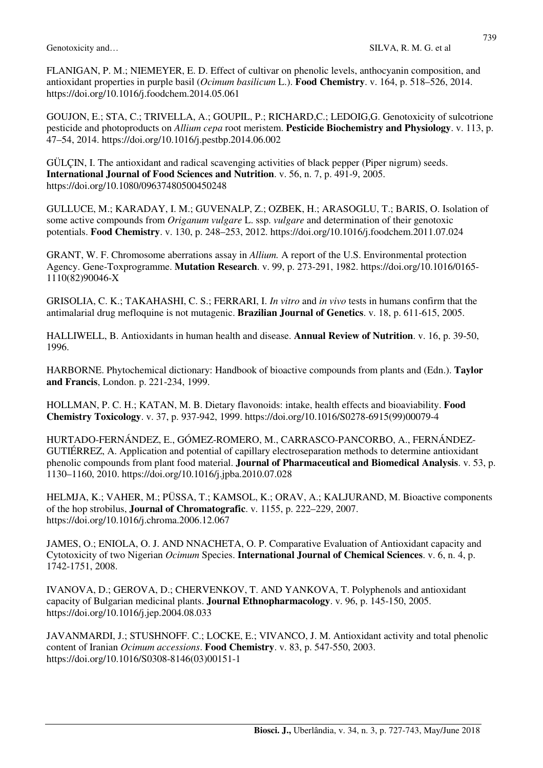FLANIGAN, P. M.; NIEMEYER, E. D. Effect of cultivar on phenolic levels, anthocyanin composition, and antioxidant properties in purple basil (*Ocimum basilicum* L.). **Food Chemistry**. v. 164, p. 518–526, 2014. https://doi.org/10.1016/j.foodchem.2014.05.061

GOUJON, E.; STA, C.; TRIVELLA, A.; GOUPIL, P.; RICHARD,C.; LEDOIG,G. Genotoxicity of sulcotrione pesticide and photoproducts on *Allium cepa* root meristem. **Pesticide Biochemistry and Physiology**. v. 113, p. 47–54, 2014. https://doi.org/10.1016/j.pestbp.2014.06.002

GÜLÇIN, I. The antioxidant and radical scavenging activities of black pepper (Piper nigrum) seeds. **International Journal of Food Sciences and Nutrition**. v. 56, n. 7, p. 491-9, 2005. https://doi.org/10.1080/09637480500450248

GULLUCE, M.; KARADAY, I. M.; GUVENALP, Z.; OZBEK, H.; ARASOGLU, T.; BARIS, O. Isolation of some active compounds from *Origanum vulgare* L. ssp. *vulgare* and determination of their genotoxic potentials. **Food Chemistry**. v. 130, p. 248–253, 2012. https://doi.org/10.1016/j.foodchem.2011.07.024

GRANT, W. F. Chromosome aberrations assay in *Allium.* A report of the U.S. Environmental protection Agency. Gene-Toxprogramme. **Mutation Research**. v. 99, p. 273-291, 1982. https://doi.org/10.1016/0165-1110(82)90046-X

GRISOLIA, C. K.; TAKAHASHI, C. S.; FERRARI, I. *In vitro* and *in vivo* tests in humans confirm that the antimalarial drug mefloquine is not mutagenic. **Brazilian Journal of Genetics**. v. 18, p. 611-615, 2005.

HALLIWELL, B. Antioxidants in human health and disease. **Annual Review of Nutrition**. v. 16, p. 39-50, 1996.

HARBORNE. Phytochemical dictionary: Handbook of bioactive compounds from plants and (Edn.). **Taylor and Francis**, London. p. 221-234, 1999.

HOLLMAN, P. C. H.; KATAN, M. B. Dietary flavonoids: intake, health effects and bioaviability. **Food Chemistry Toxicology**. v. 37, p. 937-942, 1999. https://doi.org/10.1016/S0278-6915(99)00079-4

HURTADO-FERNÁNDEZ, E., GÓMEZ-ROMERO, M., CARRASCO-PANCORBO, A., FERNÁNDEZ-GUTIÉRREZ, A. Application and potential of capillary electroseparation methods to determine antioxidant phenolic compounds from plant food material. **Journal of Pharmaceutical and Biomedical Analysis**. v. 53, p. 1130–1160, 2010. https://doi.org/10.1016/j.jpba.2010.07.028

HELMJA, K.; VAHER, M.; PÜSSA, T.; KAMSOL, K.; ORAV, A.; KALJURAND, M. Bioactive components of the hop strobilus, **Journal of Chromatografic**. v. 1155, p. 222–229, 2007. https://doi.org/10.1016/j.chroma.2006.12.067

JAMES, O.; ENIOLA, O. J. AND NNACHETA, O. P. Comparative Evaluation of Antioxidant capacity and Cytotoxicity of two Nigerian *Ocimum* Species. **International Journal of Chemical Sciences**. v. 6, n. 4, p. 1742-1751, 2008.

IVANOVA, D.; GEROVA, D.; CHERVENKOV, T. AND YANKOVA, T. Polyphenols and antioxidant capacity of Bulgarian medicinal plants. **Journal Ethnopharmacology**. v. 96, p. 145-150, 2005. https://doi.org/10.1016/j.jep.2004.08.033

JAVANMARDI, J.; STUSHNOFF. C.; LOCKE, E.; VIVANCO, J. M. Antioxidant activity and total phenolic content of Iranian *Ocimum accessions*. **Food Chemistry**. v. 83, p. 547-550, 2003. https://doi.org/10.1016/S0308-8146(03)00151-1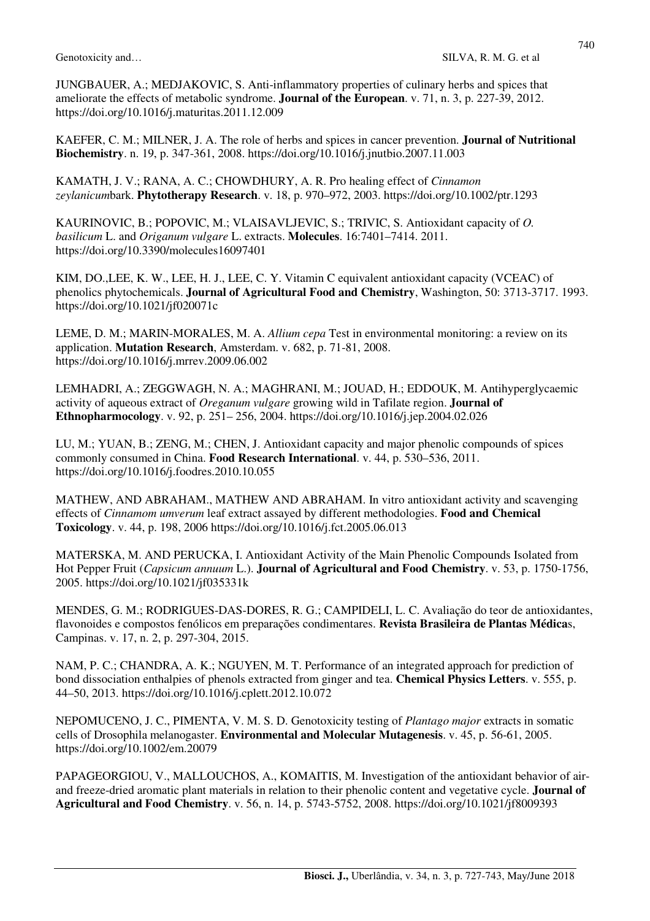JUNGBAUER, A.; MEDJAKOVIC, S. Anti-inflammatory properties of culinary herbs and spices that ameliorate the effects of metabolic syndrome. **Journal of the European**. v. 71, n. 3, p. 227-39, 2012. https://doi.org/10.1016/j.maturitas.2011.12.009

KAEFER, C. M.; MILNER, J. A. The role of herbs and spices in cancer prevention. **Journal of Nutritional Biochemistry**. n. 19, p. 347-361, 2008. https://doi.org/10.1016/j.jnutbio.2007.11.003

KAMATH, J. V.; RANA, A. C.; CHOWDHURY, A. R. Pro healing effect of *Cinnamon zeylanicum*bark. **Phytotherapy Research**. v. 18, p. 970–972, 2003. https://doi.org/10.1002/ptr.1293

KAURINOVIC, B.; POPOVIC, M.; VLAISAVLJEVIC, S.; TRIVIC, S. Antioxidant capacity of *O. basilicum* L. and *Origanum vulgare* L. extracts. **Molecules**. 16:7401–7414. 2011. https://doi.org/10.3390/molecules16097401

KIM, DO.,LEE, K. W., LEE, H. J., LEE, C. Y. Vitamin C equivalent antioxidant capacity (VCEAC) of phenolics phytochemicals. **Journal of Agricultural Food and Chemistry**, Washington, 50: 3713-3717. 1993. https://doi.org/10.1021/jf020071c

LEME, D. M.; MARIN-MORALES, M. A. *Allium cepa* Test in environmental monitoring: a review on its application. **Mutation Research**, Amsterdam. v. 682, p. 71-81, 2008. https://doi.org/10.1016/j.mrrev.2009.06.002

LEMHADRI, A.; ZEGGWAGH, N. A.; MAGHRANI, M.; JOUAD, H.; EDDOUK, M. Antihyperglycaemic activity of aqueous extract of *Oreganum vulgare* growing wild in Tafilate region. **Journal of Ethnopharmocology**. v. 92, p. 251– 256, 2004. https://doi.org/10.1016/j.jep.2004.02.026

LU, M.; YUAN, B.; ZENG, M.; CHEN, J. Antioxidant capacity and major phenolic compounds of spices commonly consumed in China. **Food Research International**. v. 44, p. 530–536, 2011. https://doi.org/10.1016/j.foodres.2010.10.055

MATHEW, AND ABRAHAM., MATHEW AND ABRAHAM. In vitro antioxidant activity and scavenging effects of *Cinnamom umverum* leaf extract assayed by different methodologies. **Food and Chemical Toxicology**. v. 44, p. 198, 2006 https://doi.org/10.1016/j.fct.2005.06.013

MATERSKA, M. AND PERUCKA, I. Antioxidant Activity of the Main Phenolic Compounds Isolated from Hot Pepper Fruit (*Capsicum annuum* L.). **Journal of Agricultural and Food Chemistry**. v. 53, p. 1750-1756, 2005. https://doi.org/10.1021/jf035331k

MENDES, G. M.; RODRIGUES-DAS-DORES, R. G.; CAMPIDELI, L. C. Avaliação do teor de antioxidantes, flavonoides e compostos fenólicos em preparações condimentares. **Revista Brasileira de Plantas Médica**s, Campinas. v. 17, n. 2, p. 297-304, 2015.

NAM, P. C.; CHANDRA, A. K.; NGUYEN, M. T. Performance of an integrated approach for prediction of bond dissociation enthalpies of phenols extracted from ginger and tea. **Chemical Physics Letters**. v. 555, p. 44–50, 2013. https://doi.org/10.1016/j.cplett.2012.10.072

NEPOMUCENO, J. C., PIMENTA, V. M. S. D. Genotoxicity testing of *Plantago major* extracts in somatic cells of Drosophila melanogaster. **Environmental and Molecular Mutagenesis**. v. 45, p. 56-61, 2005. https://doi.org/10.1002/em.20079

PAPAGEORGIOU, V., MALLOUCHOS, A., KOMAITIS, M. Investigation of the antioxidant behavior of air- and freeze-dried aromatic plant materials in relation to their phenolic content and vegetative cycle. **Journal of Agricultural and Food Chemistry**. v. 56, n. 14, p. 5743-5752, 2008. https://doi.org/10.1021/jf8009393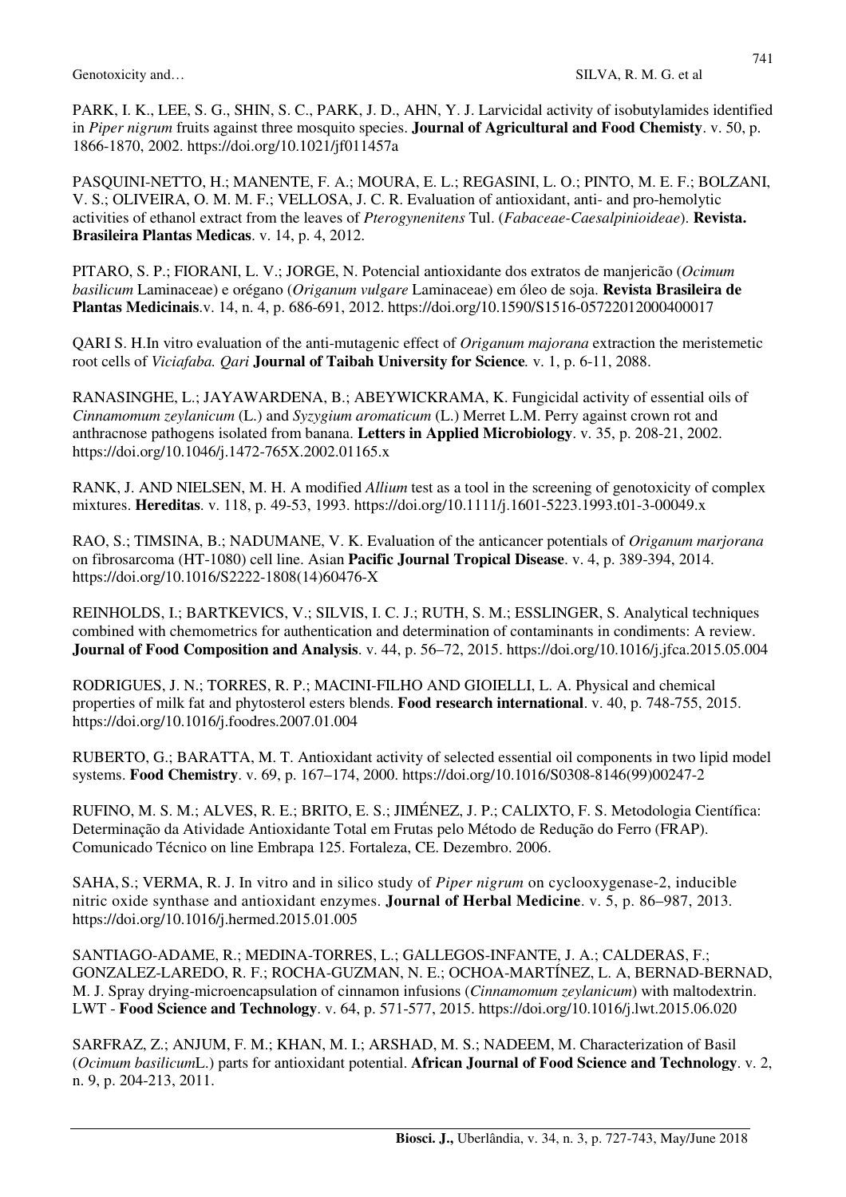PARK, I. K., LEE, S. G., SHIN, S. C., PARK, J. D., AHN, Y. J. Larvicidal activity of isobutylamides identified in *Piper nigrum* fruits against three mosquito species. **Journal of Agricultural and Food Chemisty**. v. 50, p. 1866-1870, 2002. https://doi.org/10.1021/jf011457a

PASQUINI-NETTO, H.; MANENTE, F. A.; MOURA, E. L.; REGASINI, L. O.; PINTO, M. E. F.; BOLZANI, V. S.; OLIVEIRA, O. M. M. F.; VELLOSA, J. C. R. Evaluation of antioxidant, anti- and pro-hemolytic activities of ethanol extract from the leaves of *Pterogynenitens* Tul. (*Fabaceae-Caesalpinioideae*). **Revista. Brasileira Plantas Medicas**. v. 14, p. 4, 2012.

PITARO, S. P.; FIORANI, L. V.; JORGE, N. Potencial antioxidante dos extratos de manjericão (*Ocimum basilicum* Laminaceae) e orégano (*Origanum vulgare* Laminaceae) em óleo de soja. **Revista Brasileira de Plantas Medicinais**.v. 14, n. 4, p. 686-691, 2012. https://doi.org/10.1590/S1516-05722012000400017

QARI S. H.In vitro evaluation of the anti-mutagenic effect of *Origanum majorana* extraction the meristemetic root cells of *Viciafaba. Qari* **Journal of Taibah University for Science***.* v. 1, p. 6-11, 2088.

RANASINGHE, L.; JAYAWARDENA, B.; ABEYWICKRAMA, K. Fungicidal activity of essential oils of *Cinnamomum zeylanicum* (L.) and *Syzygium aromaticum* (L.) Merret L.M. Perry against crown rot and anthracnose pathogens isolated from banana. **Letters in Applied Microbiology**. v. 35, p. 208-21, 2002. https://doi.org/10.1046/j.1472-765X.2002.01165.x

RANK, J. AND NIELSEN, M. H. A modified *Allium* test as a tool in the screening of genotoxicity of complex mixtures. **Hereditas**. v. 118, p. 49-53, 1993. https://doi.org/10.1111/j.1601-5223.1993.t01-3-00049.x

RAO, S.; TIMSINA, B.; NADUMANE, V. K. Evaluation of the anticancer potentials of *Origanum marjorana* on fibrosarcoma (HT-1080) cell line. Asian **Pacific Journal Tropical Disease**. v. 4, p. 389-394, 2014. https://doi.org/10.1016/S2222-1808(14)60476-X

REINHOLDS, I.; BARTKEVICS, V.; SILVIS, I. C. J.; RUTH, S. M.; ESSLINGER, S. Analytical techniques combined with chemometrics for authentication and determination of contaminants in condiments: A review. **Journal of Food Composition and Analysis**. v. 44, p. 56–72, 2015. https://doi.org/10.1016/j.jfca.2015.05.004

RODRIGUES, J. N.; TORRES, R. P.; MACINI-FILHO AND GIOIELLI, L. A. Physical and chemical properties of milk fat and phytosterol esters blends. **Food research international**. v. 40, p. 748-755, 2015. https://doi.org/10.1016/j.foodres.2007.01.004

RUBERTO, G.; BARATTA, M. T. Antioxidant activity of selected essential oil components in two lipid model systems. **Food Chemistry**. v. 69, p. 167–174, 2000. https://doi.org/10.1016/S0308-8146(99)00247-2

RUFINO, M. S. M.; ALVES, R. E.; BRITO, E. S.; JIMÉNEZ, J. P.; CALIXTO, F. S. Metodologia Científica: Determinação da Atividade Antioxidante Total em Frutas pelo Método de Redução do Ferro (FRAP). Comunicado Técnico on line Embrapa 125. Fortaleza, CE. Dezembro. 2006.

SAHA, S.; VERMA, R. J. In vitro and in silico study of *Piper nigrum* on cyclooxygenase-2, inducible nitric oxide synthase and antioxidant enzymes. **Journal of Herbal Medicine**. v. 5, p. 86–987, 2013. https://doi.org/10.1016/j.hermed.2015.01.005

SANTIAGO-ADAME, R.; MEDINA-TORRES, L.; GALLEGOS-INFANTE, J. A.; CALDERAS, F.; GONZALEZ-LAREDO, R. F.; ROCHA-GUZMAN, N. E.; OCHOA-MARTÍNEZ, L. A, BERNAD-BERNAD, M. J. Spray drying-microencapsulation of cinnamon infusions (*Cinnamomum zeylanicum*) with maltodextrin. LWT - **Food Science and Technology**. v. 64, p. 571-577, 2015. https://doi.org/10.1016/j.lwt.2015.06.020

SARFRAZ, Z.; ANJUM, F. M.; KHAN, M. I.; ARSHAD, M. S.; NADEEM, M. Characterization of Basil (*Ocimum basilicum*L.) parts for antioxidant potential. **African Journal of Food Science and Technology**. v. 2, n. 9, p. 204-213, 2011.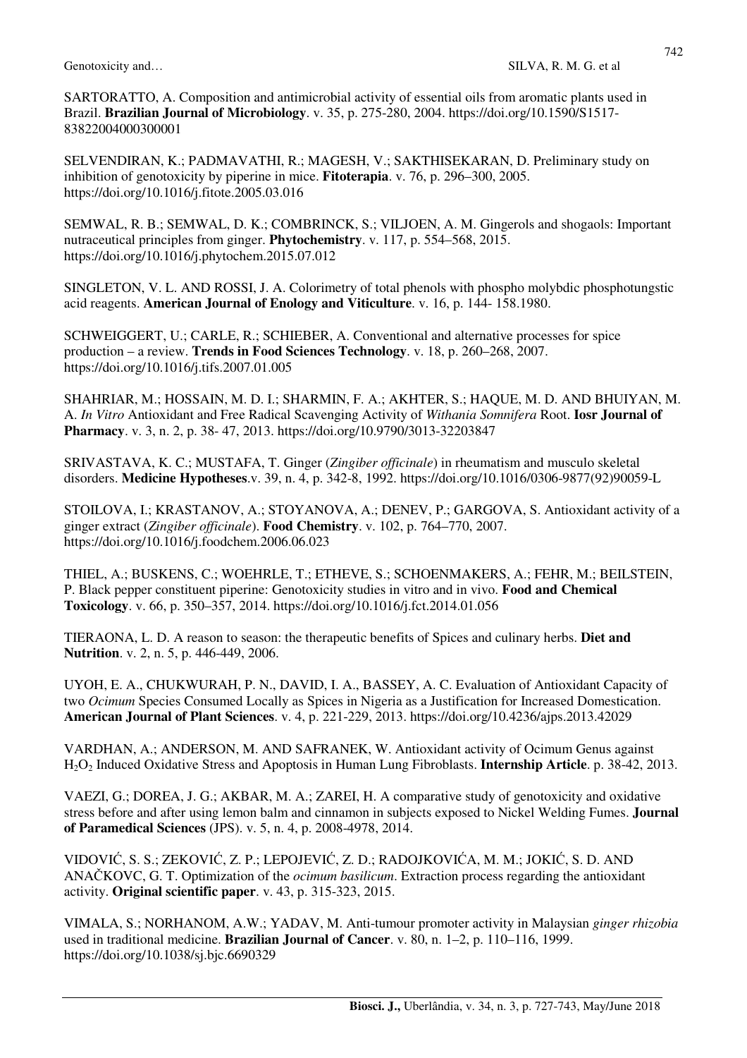SARTORATTO, A. Composition and antimicrobial activity of essential oils from aromatic plants used in Brazil. **Brazilian Journal of Microbiology**. v. 35, p. 275-280, 2004. https://doi.org/10.1590/S1517-83822004000300001

SELVENDIRAN, K.; PADMAVATHI, R.; MAGESH, V.; SAKTHISEKARAN, D. Preliminary study on inhibition of genotoxicity by piperine in mice. **Fitoterapia**. v. 76, p. 296–300, 2005. https://doi.org/10.1016/j.fitote.2005.03.016

SEMWAL, R. B.; SEMWAL, D. K.; COMBRINCK, S.; VILJOEN, A. M. Gingerols and shogaols: Important nutraceutical principles from ginger. **Phytochemistry**. v. 117, p. 554–568, 2015. https://doi.org/10.1016/j.phytochem.2015.07.012

SINGLETON, V. L. AND ROSSI, J. A. Colorimetry of total phenols with phospho molybdic phosphotungstic acid reagents. **American Journal of Enology and Viticulture**. v. 16, p. 144- 158.1980.

SCHWEIGGERT, U.; CARLE, R.; SCHIEBER, A. Conventional and alternative processes for spice production – a review. **Trends in Food Sciences Technology**. v. 18, p. 260–268, 2007. https://doi.org/10.1016/j.tifs.2007.01.005

SHAHRIAR, M.; HOSSAIN, M. D. I.; SHARMIN, F. A.; AKHTER, S.; HAQUE, M. D. AND BHUIYAN, M. A. *In Vitro* Antioxidant and Free Radical Scavenging Activity of *Withania Somnifera* Root. **Iosr Journal of Pharmacy**. v. 3, n. 2, p. 38- 47, 2013. https://doi.org/10.9790/3013-32203847

SRIVASTAVA, K. C.; MUSTAFA, T. Ginger (*Zingiber officinale*) in rheumatism and musculo skeletal disorders. **Medicine Hypotheses**.v. 39, n. 4, p. 342-8, 1992. https://doi.org/10.1016/0306-9877(92)90059-L

STOILOVA, I.; KRASTANOV, A.; STOYANOVA, A.; DENEV, P.; GARGOVA, S. Antioxidant activity of a ginger extract (*Zingiber officinale*). **Food Chemistry**. v. 102, p. 764–770, 2007. https://doi.org/10.1016/j.foodchem.2006.06.023

THIEL, A.; BUSKENS, C.; WOEHRLE, T.; ETHEVE, S.; SCHOENMAKERS, A.; FEHR, M.; BEILSTEIN, P. Black pepper constituent piperine: Genotoxicity studies in vitro and in vivo. **Food and Chemical Toxicology**. v. 66, p. 350–357, 2014. https://doi.org/10.1016/j.fct.2014.01.056

TIERAONA, L. D. A reason to season: the therapeutic benefits of Spices and culinary herbs. **Diet and Nutrition**. v. 2, n. 5, p. 446-449, 2006.

UYOH, E. A., CHUKWURAH, P. N., DAVID, I. A., BASSEY, A. C. Evaluation of Antioxidant Capacity of two *Ocimum* Species Consumed Locally as Spices in Nigeria as a Justification for Increased Domestication. **American Journal of Plant Sciences**. v. 4, p. 221-229, 2013. https://doi.org/10.4236/ajps.2013.42029

VARDHAN, A.; ANDERSON, M. AND SAFRANEK, W. Antioxidant activity of Ocimum Genus against $H_2O_2$ Induced Oxidative Stress and Apoptosis in Human Lung Fibroblasts. **Internship Article**. p. 38-42, 2013.

VAEZI, G.; DOREA, J. G.; AKBAR, M. A.; ZAREI, H. A comparative study of genotoxicity and oxidative stress before and after using lemon balm and cinnamon in subjects exposed to Nickel Welding Fumes. **Journal of Paramedical Sciences** (JPS). v. 5, n. 4, p. 2008-4978, 2014.

VIDOVIĆ, S. S.; ZEKOVIĆ, Z. P.; LEPOJEVIĆ, Z. D.; RADOJKOVIĆA, M. M.; JOKIĆ, S. D. AND ANAČKOVC, G. T. Optimization of the *ocimum basilicum*. Extraction process regarding the antioxidant activity. **Original scientific paper**. v. 43, p. 315-323, 2015.

VIMALA, S.; NORHANOM, A.W.; YADAV, M. Anti-tumour promoter activity in Malaysian *ginger rhizobia* used in traditional medicine. **Brazilian Journal of Cancer**. v. 80, n. 1–2, p. 110–116, 1999. https://doi.org/10.1038/sj.bjc.6690329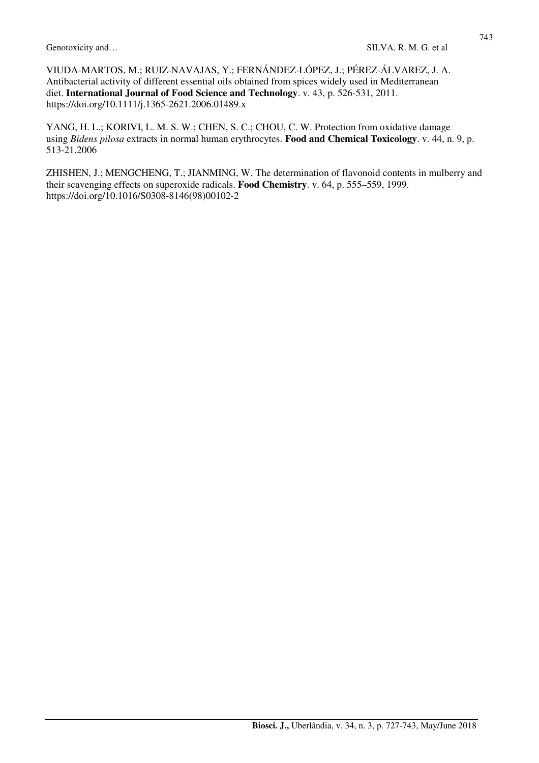VIUDA-MARTOS, M.; RUIZ-NAVAJAS, Y.; FERNÁNDEZ-LÓPEZ, J.; PÉREZ-ÁLVAREZ, J. A. Antibacterial activity of different essential oils obtained from spices widely used in Mediterranean diet. **International Journal of Food Science and Technology**. v. 43, p. 526-531, 2011. https://doi.org/10.1111/j.1365-2621.2006.01489.x

YANG, H. L.; KORIVI, L. M. S. W.; CHEN, S. C.; CHOU, C. W. Protection from oxidative damage using *Bidens pilosa* extracts in normal human erythrocytes. **Food and Chemical Toxicology**. v. 44, n. 9, p. 513-21.2006

ZHISHEN, J.; MENGCHENG, T.; JIANMING, W. The determination of flavonoid contents in mulberry and their scavenging effects on superoxide radicals. **Food Chemistry**. v. 64, p. 555–559, 1999. https://doi.org/10.1016/S0308-8146(98)00102-2